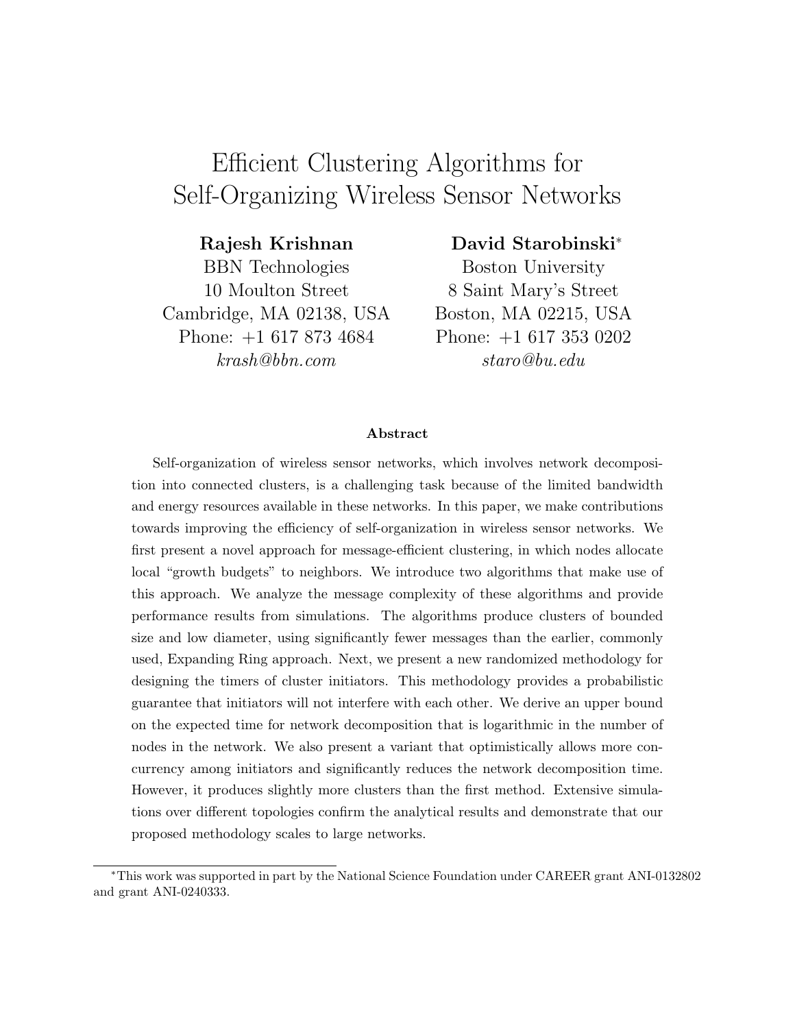# Efficient Clustering Algorithms for Self-Organizing Wireless Sensor Networks

**Rajesh Krishnan**
BBN Technologies
10 Moulton Street
Cambridge, MA 02138, USA
Phone: +1 617 873 4684
*krash@bbn.com*

**David Starobinski***
Boston University
8 Saint Mary's Street
Boston, MA 02215, USA
Phone: +1 617 353 0202
*staro@bu.edu*

### Abstract

Self-organization of wireless sensor networks, which involves network decomposition into connected clusters, is a challenging task because of the limited bandwidth and energy resources available in these networks. In this paper, we make contributions towards improving the efficiency of self-organization in wireless sensor networks. We first present a novel approach for message-efficient clustering, in which nodes allocate local "growth budgets" to neighbors. We introduce two algorithms that make use of this approach. We analyze the message complexity of these algorithms and provide performance results from simulations. The algorithms produce clusters of bounded size and low diameter, using significantly fewer messages than the earlier, commonly used, Expanding Ring approach. Next, we present a new randomized methodology for designing the timers of cluster initiators. This methodology provides a probabilistic guarantee that initiators will not interfere with each other. We derive an upper bound on the expected time for network decomposition that is logarithmic in the number of nodes in the network. We also present a variant that optimistically allows more concurrency among initiators and significantly reduces the network decomposition time. However, it produces slightly more clusters than the first method. Extensive simulations over different topologies confirm the analytical results and demonstrate that our proposed methodology scales to large networks.

---

*This work was supported in part by the National Science Foundation under CAREER grant ANI-0132802 and grant ANI-0240333.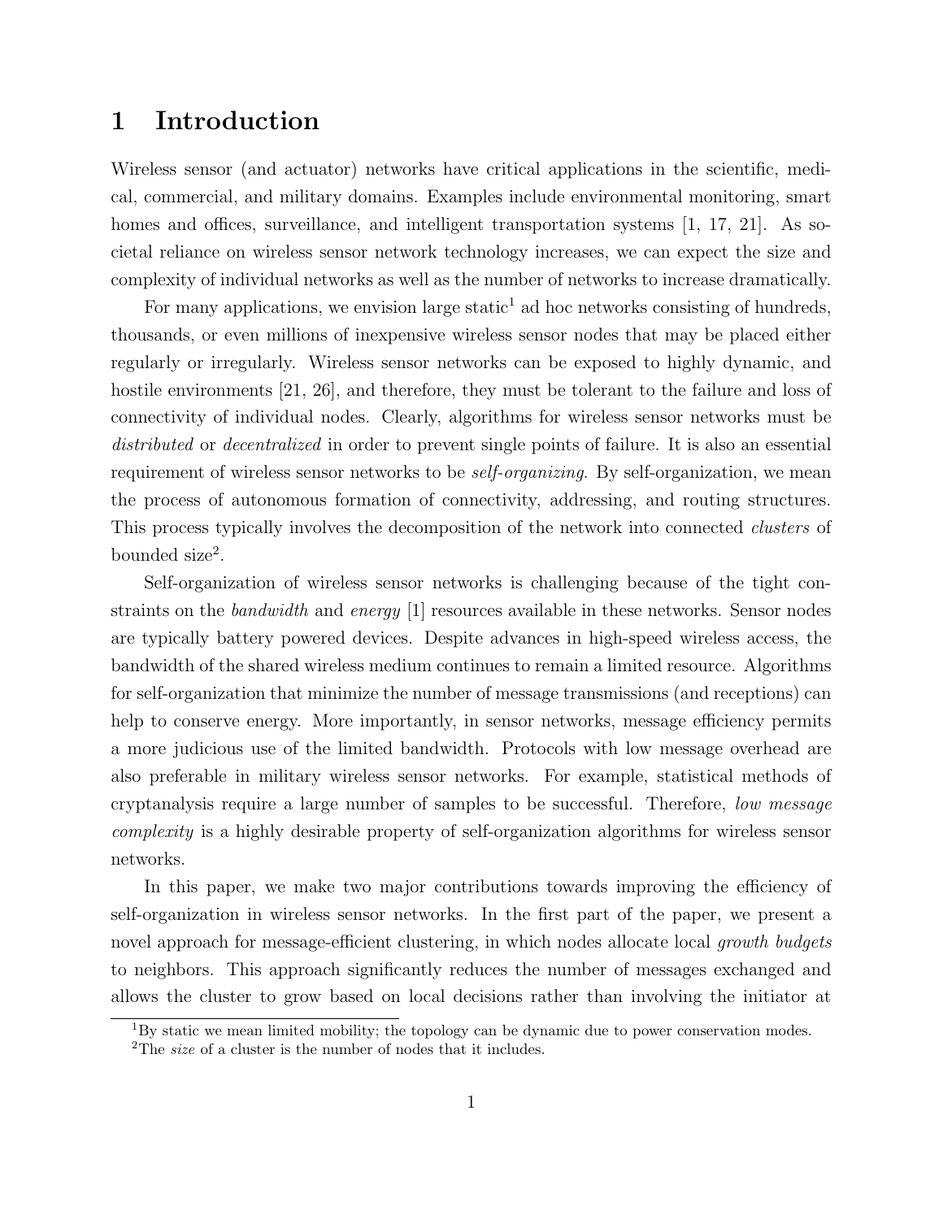# 1 Introduction

Wireless sensor (and actuator) networks have critical applications in the scientific, medical, commercial, and military domains. Examples include environmental monitoring, smart homes and offices, surveillance, and intelligent transportation systems [1, 17, 21]. As societal reliance on wireless sensor network technology increases, we can expect the size and complexity of individual networks as well as the number of networks to increase dramatically.

For many applications, we envision large static[1] ad hoc networks consisting of hundreds, thousands, or even millions of inexpensive wireless sensor nodes that may be placed either regularly or irregularly. Wireless sensor networks can be exposed to highly dynamic, and hostile environments [21, 26], and therefore, they must be tolerant to the failure and loss of connectivity of individual nodes. Clearly, algorithms for wireless sensor networks must be *distributed* or *decentralized* in order to prevent single points of failure. It is also an essential requirement of wireless sensor networks to be *self-organizing*. By self-organization, we mean the process of autonomous formation of connectivity, addressing, and routing structures. This process typically involves the decomposition of the network into connected *clusters* of bounded size[2].

Self-organization of wireless sensor networks is challenging because of the tight constraints on the *bandwidth* and *energy* [1] resources available in these networks. Sensor nodes are typically battery powered devices. Despite advances in high-speed wireless access, the bandwidth of the shared wireless medium continues to remain a limited resource. Algorithms for self-organization that minimize the number of message transmissions (and receptions) can help to conserve energy. More importantly, in sensor networks, message efficiency permits a more judicious use of the limited bandwidth. Protocols with low message overhead are also preferable in military wireless sensor networks. For example, statistical methods of cryptanalysis require a large number of samples to be successful. Therefore, *low message complexity* is a highly desirable property of self-organization algorithms for wireless sensor networks.

In this paper, we make two major contributions towards improving the efficiency of self-organization in wireless sensor networks. In the first part of the paper, we present a novel approach for message-efficient clustering, in which nodes allocate local *growth budgets* to neighbors. This approach significantly reduces the number of messages exchanged and allows the cluster to grow based on local decisions rather than involving the initiator at

[1] By static we mean limited mobility; the topology can be dynamic due to power conservation modes.

[2] The *size* of a cluster is the number of nodes that it includes.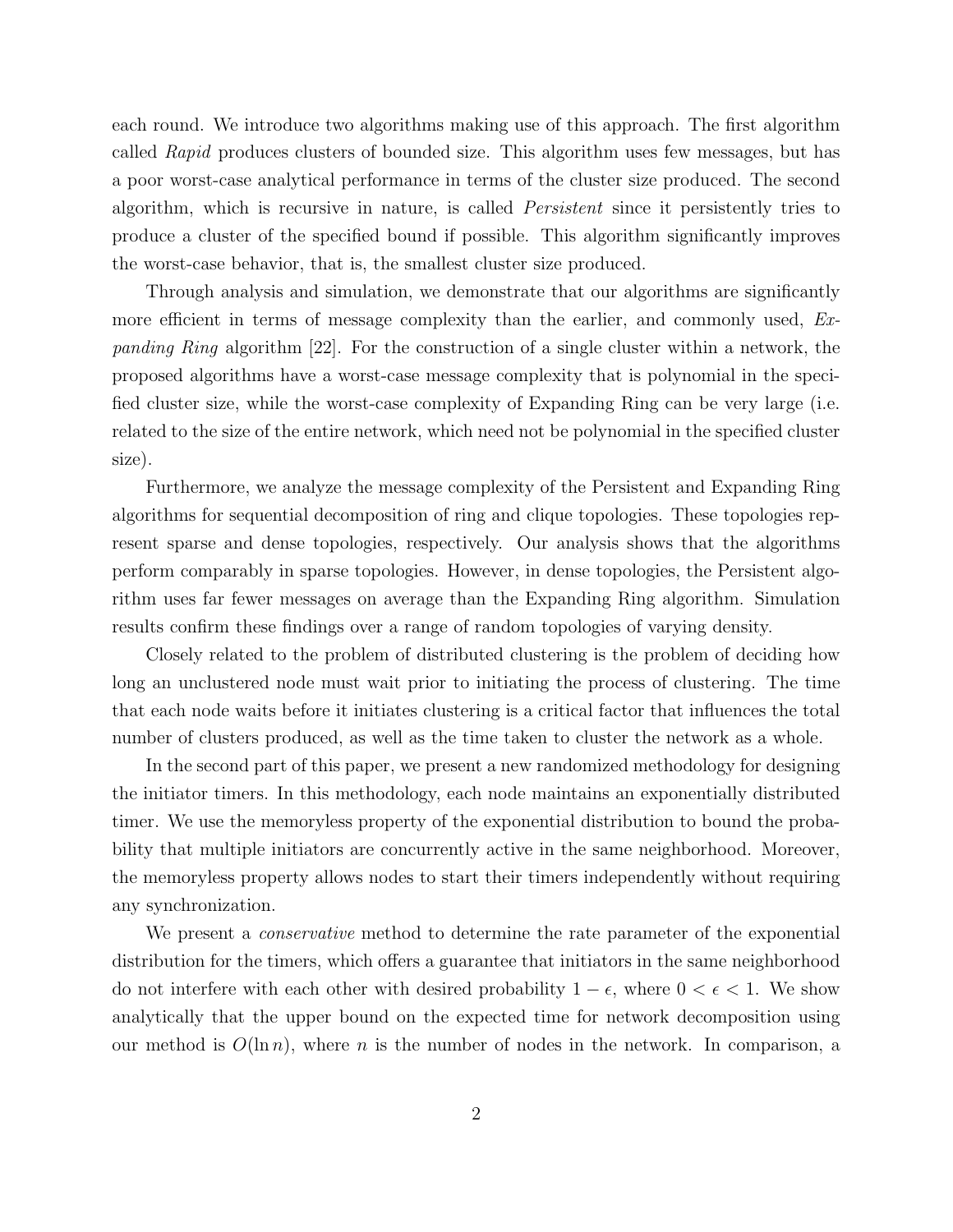each round. We introduce two algorithms making use of this approach. The first algorithm called *Rapid* produces clusters of bounded size. This algorithm uses few messages, but has a poor worst-case analytical performance in terms of the cluster size produced. The second algorithm, which is recursive in nature, is called *Persistent* since it persistently tries to produce a cluster of the specified bound if possible. This algorithm significantly improves the worst-case behavior, that is, the smallest cluster size produced.

Through analysis and simulation, we demonstrate that our algorithms are significantly more efficient in terms of message complexity than the earlier, and commonly used, *Expanding Ring* algorithm [22]. For the construction of a single cluster within a network, the proposed algorithms have a worst-case message complexity that is polynomial in the specified cluster size, while the worst-case complexity of Expanding Ring can be very large (i.e. related to the size of the entire network, which need not be polynomial in the specified cluster size).

Furthermore, we analyze the message complexity of the Persistent and Expanding Ring algorithms for sequential decomposition of ring and clique topologies. These topologies represent sparse and dense topologies, respectively. Our analysis shows that the algorithms perform comparably in sparse topologies. However, in dense topologies, the Persistent algorithm uses far fewer messages on average than the Expanding Ring algorithm. Simulation results confirm these findings over a range of random topologies of varying density.

Closely related to the problem of distributed clustering is the problem of deciding how long an unclustered node must wait prior to initiating the process of clustering. The time that each node waits before it initiates clustering is a critical factor that influences the total number of clusters produced, as well as the time taken to cluster the network as a whole.

In the second part of this paper, we present a new randomized methodology for designing the initiator timers. In this methodology, each node maintains an exponentially distributed timer. We use the memoryless property of the exponential distribution to bound the probability that multiple initiators are concurrently active in the same neighborhood. Moreover, the memoryless property allows nodes to start their timers independently without requiring any synchronization.

We present a *conservative* method to determine the rate parameter of the exponential distribution for the timers, which offers a guarantee that initiators in the same neighborhood do not interfere with each other with desired probability $1 - \epsilon$, where $0 < \epsilon < 1$. We show analytically that the upper bound on the expected time for network decomposition using our method is $O(\ln n)$, where $n$ is the number of nodes in the network. In comparison, a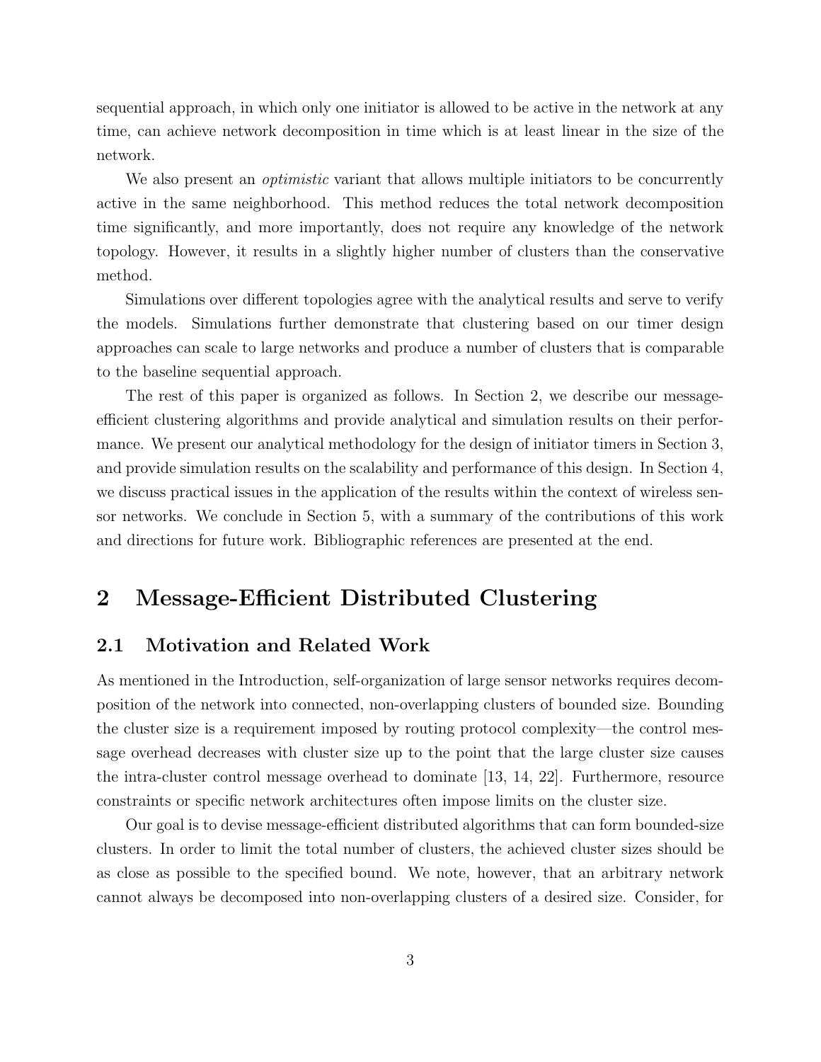sequential approach, in which only one initiator is allowed to be active in the network at any time, can achieve network decomposition in time which is at least linear in the size of the network.

We also present an *optimistic* variant that allows multiple initiators to be concurrently active in the same neighborhood. This method reduces the total network decomposition time significantly, and more importantly, does not require any knowledge of the network topology. However, it results in a slightly higher number of clusters than the conservative method.

Simulations over different topologies agree with the analytical results and serve to verify the models. Simulations further demonstrate that clustering based on our timer design approaches can scale to large networks and produce a number of clusters that is comparable to the baseline sequential approach.

The rest of this paper is organized as follows. In Section 2, we describe our message-efficient clustering algorithms and provide analytical and simulation results on their performance. We present our analytical methodology for the design of initiator timers in Section 3, and provide simulation results on the scalability and performance of this design. In Section 4, we discuss practical issues in the application of the results within the context of wireless sensor networks. We conclude in Section 5, with a summary of the contributions of this work and directions for future work. Bibliographic references are presented at the end.

# 2 Message-Efficient Distributed Clustering

## 2.1 Motivation and Related Work

As mentioned in the Introduction, self-organization of large sensor networks requires decomposition of the network into connected, non-overlapping clusters of bounded size. Bounding the cluster size is a requirement imposed by routing protocol complexity—the control message overhead decreases with cluster size up to the point that the large cluster size causes the intra-cluster control message overhead to dominate [13, 14, 22]. Furthermore, resource constraints or specific network architectures often impose limits on the cluster size.

Our goal is to devise message-efficient distributed algorithms that can form bounded-size clusters. In order to limit the total number of clusters, the achieved cluster sizes should be as close as possible to the specified bound. We note, however, that an arbitrary network cannot always be decomposed into non-overlapping clusters of a desired size. Consider, for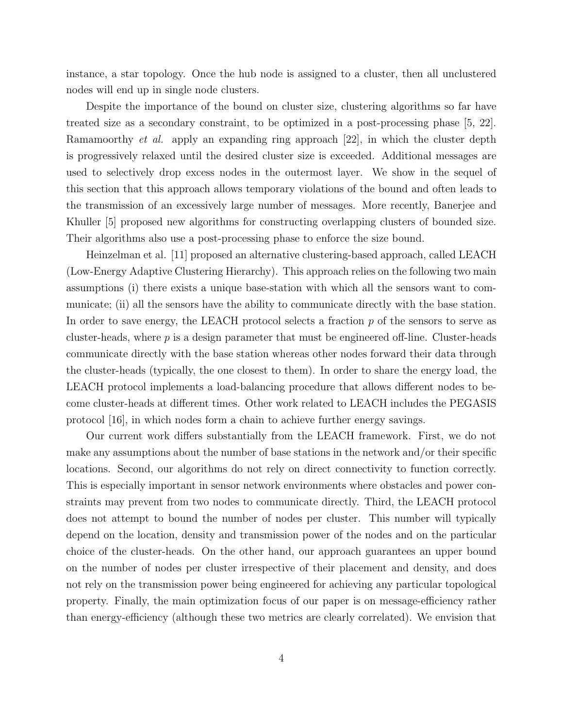instance, a star topology. Once the hub node is assigned to a cluster, then all unclustered nodes will end up in single node clusters.

Despite the importance of the bound on cluster size, clustering algorithms so far have treated size as a secondary constraint, to be optimized in a post-processing phase [5, 22]. Ramamoorthy *et al.* apply an expanding ring approach [22], in which the cluster depth is progressively relaxed until the desired cluster size is exceeded. Additional messages are used to selectively drop excess nodes in the outermost layer. We show in the sequel of this section that this approach allows temporary violations of the bound and often leads to the transmission of an excessively large number of messages. More recently, Banerjee and Khuller [5] proposed new algorithms for constructing overlapping clusters of bounded size. Their algorithms also use a post-processing phase to enforce the size bound.

Heinzelman et al. [11] proposed an alternative clustering-based approach, called LEACH (Low-Energy Adaptive Clustering Hierarchy). This approach relies on the following two main assumptions (i) there exists a unique base-station with which all the sensors want to communicate; (ii) all the sensors have the ability to communicate directly with the base station. In order to save energy, the LEACH protocol selects a fraction $p$ of the sensors to serve as cluster-heads, where $p$ is a design parameter that must be engineered off-line. Cluster-heads communicate directly with the base station whereas other nodes forward their data through the cluster-heads (typically, the one closest to them). In order to share the energy load, the LEACH protocol implements a load-balancing procedure that allows different nodes to become cluster-heads at different times. Other work related to LEACH includes the PEGASIS protocol [16], in which nodes form a chain to achieve further energy savings.

Our current work differs substantially from the LEACH framework. First, we do not make any assumptions about the number of base stations in the network and/or their specific locations. Second, our algorithms do not rely on direct connectivity to function correctly. This is especially important in sensor network environments where obstacles and power constraints may prevent from two nodes to communicate directly. Third, the LEACH protocol does not attempt to bound the number of nodes per cluster. This number will typically depend on the location, density and transmission power of the nodes and on the particular choice of the cluster-heads. On the other hand, our approach guarantees an upper bound on the number of nodes per cluster irrespective of their placement and density, and does not rely on the transmission power being engineered for achieving any particular topological property. Finally, the main optimization focus of our paper is on message-efficiency rather than energy-efficiency (although these two metrics are clearly correlated). We envision that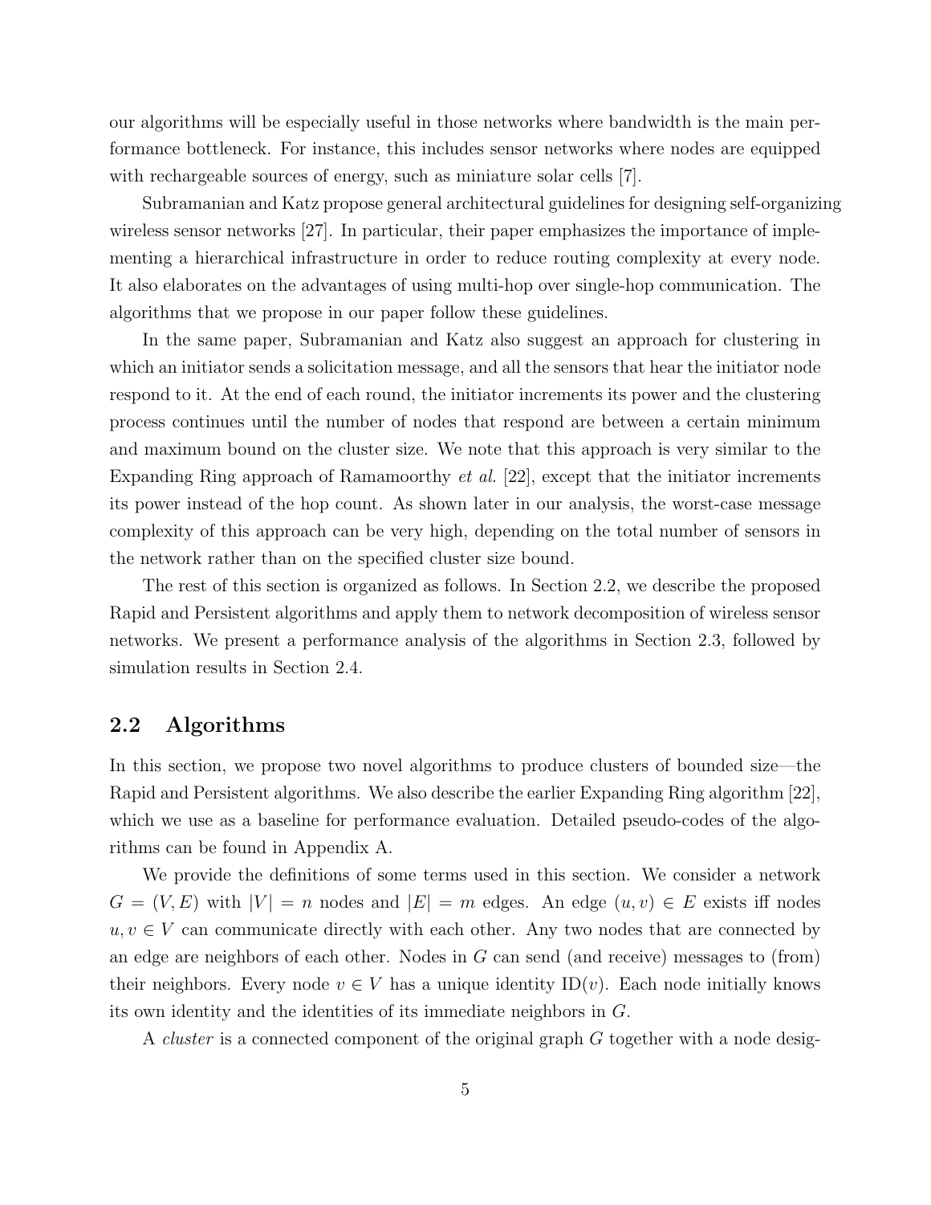our algorithms will be especially useful in those networks where bandwidth is the main performance bottleneck. For instance, this includes sensor networks where nodes are equipped with rechargeable sources of energy, such as miniature solar cells [7].

Subramanian and Katz propose general architectural guidelines for designing self-organizing wireless sensor networks [27]. In particular, their paper emphasizes the importance of implementing a hierarchical infrastructure in order to reduce routing complexity at every node. It also elaborates on the advantages of using multi-hop over single-hop communication. The algorithms that we propose in our paper follow these guidelines.

In the same paper, Subramanian and Katz also suggest an approach for clustering in which an initiator sends a solicitation message, and all the sensors that hear the initiator node respond to it. At the end of each round, the initiator increments its power and the clustering process continues until the number of nodes that respond are between a certain minimum and maximum bound on the cluster size. We note that this approach is very similar to the Expanding Ring approach of Ramamoorthy *et al.* [22], except that the initiator increments its power instead of the hop count. As shown later in our analysis, the worst-case message complexity of this approach can be very high, depending on the total number of sensors in the network rather than on the specified cluster size bound.

The rest of this section is organized as follows. In Section 2.2, we describe the proposed Rapid and Persistent algorithms and apply them to network decomposition of wireless sensor networks. We present a performance analysis of the algorithms in Section 2.3, followed by simulation results in Section 2.4.

## 2.2 Algorithms

In this section, we propose two novel algorithms to produce clusters of bounded size—the Rapid and Persistent algorithms. We also describe the earlier Expanding Ring algorithm [22], which we use as a baseline for performance evaluation. Detailed pseudo-codes of the algorithms can be found in Appendix A.

We provide the definitions of some terms used in this section. We consider a network $G = (V, E)$ with $|V| = n$ nodes and $|E| = m$ edges. An edge $(u, v) \in E$ exists iff nodes $u, v \in V$ can communicate directly with each other. Any two nodes that are connected by an edge are neighbors of each other. Nodes in $G$ can send (and receive) messages to (from) their neighbors. Every node $v \in V$ has a unique identity $\text{ID}(v)$. Each node initially knows its own identity and the identities of its immediate neighbors in $G$.

A *cluster* is a connected component of the original graph $G$ together with a node desig-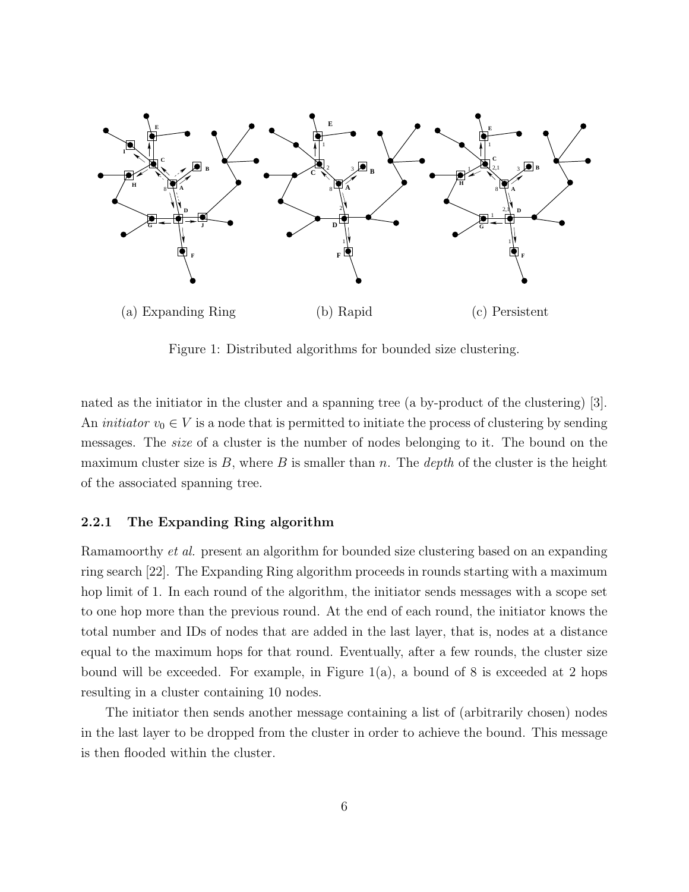(a) Expanding Ring

(b) Rapid

(c) Persistent

Figure 1: Distributed algorithms for bounded size clustering.

nated as the initiator in the cluster and a spanning tree (a by-product of the clustering) [3]. An *initiator* $v_0 \in V$ is a node that is permitted to initiate the process of clustering by sending messages. The *size* of a cluster is the number of nodes belonging to it. The bound on the maximum cluster size is $B$, where $B$ is smaller than $n$. The *depth* of the cluster is the height of the associated spanning tree.

### 2.2.1 The Expanding Ring algorithm

Ramamoorthy *et al.* present an algorithm for bounded size clustering based on an expanding ring search [22]. The Expanding Ring algorithm proceeds in rounds starting with a maximum hop limit of 1. In each round of the algorithm, the initiator sends messages with a scope set to one hop more than the previous round. At the end of each round, the initiator knows the total number and IDs of nodes that are added in the last layer, that is, nodes at a distance equal to the maximum hops for that round. Eventually, after a few rounds, the cluster size bound will be exceeded. For example, in Figure 1(a), a bound of 8 is exceeded at 2 hops resulting in a cluster containing 10 nodes.

The initiator then sends another message containing a list of (arbitrarily chosen) nodes in the last layer to be dropped from the cluster in order to achieve the bound. This message is then flooded within the cluster.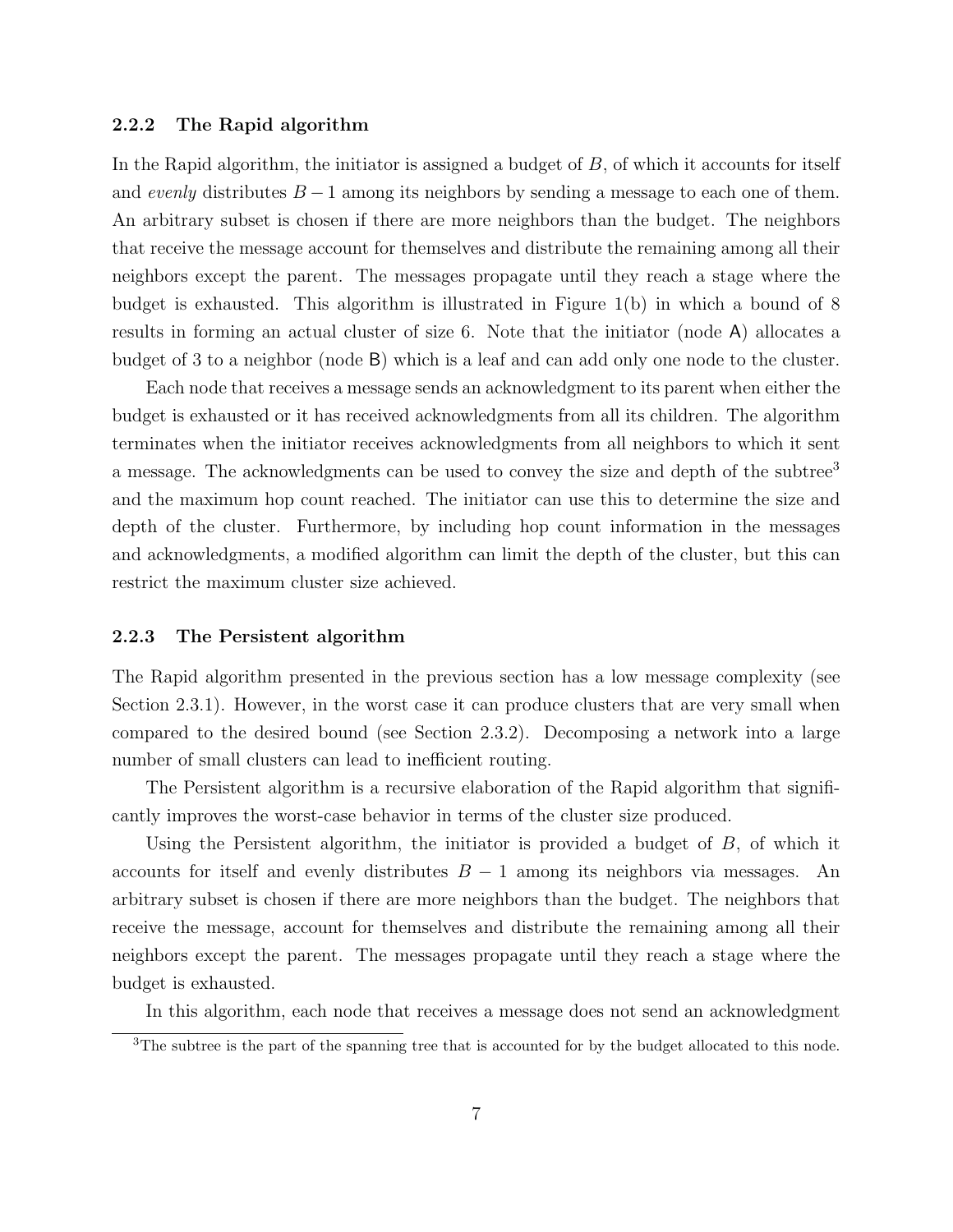### 2.2.2 The Rapid algorithm

In the Rapid algorithm, the initiator is assigned a budget of $B$, of which it accounts for itself and *evenly* distributes $B-1$ among its neighbors by sending a message to each one of them. An arbitrary subset is chosen if there are more neighbors than the budget. The neighbors that receive the message account for themselves and distribute the remaining among all their neighbors except the parent. The messages propagate until they reach a stage where the budget is exhausted. This algorithm is illustrated in Figure 1(b) in which a bound of 8 results in forming an actual cluster of size 6. Note that the initiator (node A) allocates a budget of 3 to a neighbor (node B) which is a leaf and can add only one node to the cluster.

Each node that receives a message sends an acknowledgment to its parent when either the budget is exhausted or it has received acknowledgments from all its children. The algorithm terminates when the initiator receives acknowledgments from all neighbors to which it sent a message. The acknowledgments can be used to convey the size and depth of the subtree[3] and the maximum hop count reached. The initiator can use this to determine the size and depth of the cluster. Furthermore, by including hop count information in the messages and acknowledgments, a modified algorithm can limit the depth of the cluster, but this can restrict the maximum cluster size achieved.

### 2.2.3 The Persistent algorithm

The Rapid algorithm presented in the previous section has a low message complexity (see Section 2.3.1). However, in the worst case it can produce clusters that are very small when compared to the desired bound (see Section 2.3.2). Decomposing a network into a large number of small clusters can lead to inefficient routing.

The Persistent algorithm is a recursive elaboration of the Rapid algorithm that significantly improves the worst-case behavior in terms of the cluster size produced.

Using the Persistent algorithm, the initiator is provided a budget of $B$, of which it accounts for itself and evenly distributes $B-1$ among its neighbors via messages. An arbitrary subset is chosen if there are more neighbors than the budget. The neighbors that receive the message, account for themselves and distribute the remaining among all their neighbors except the parent. The messages propagate until they reach a stage where the budget is exhausted.

In this algorithm, each node that receives a message does not send an acknowledgment

[3]The subtree is the part of the spanning tree that is accounted for by the budget allocated to this node.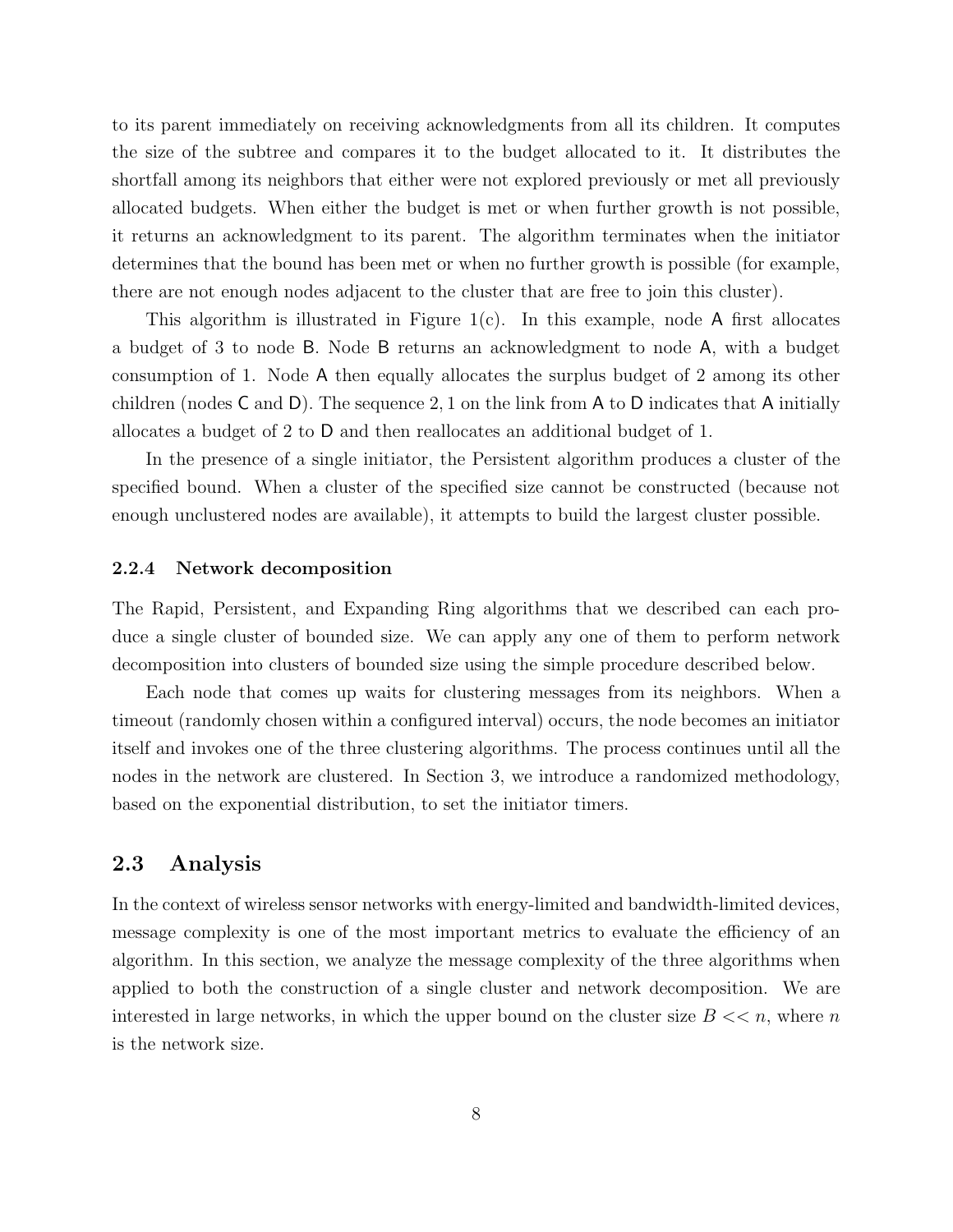to its parent immediately on receiving acknowledgments from all its children. It computes the size of the subtree and compares it to the budget allocated to it. It distributes the shortfall among its neighbors that either were not explored previously or met all previously allocated budgets. When either the budget is met or when further growth is not possible, it returns an acknowledgment to its parent. The algorithm terminates when the initiator determines that the bound has been met or when no further growth is possible (for example, there are not enough nodes adjacent to the cluster that are free to join this cluster).

This algorithm is illustrated in Figure 1(c). In this example, node A first allocates a budget of 3 to node B. Node B returns an acknowledgment to node A, with a budget consumption of 1. Node A then equally allocates the surplus budget of 2 among its other children (nodes C and D). The sequence $2, 1$ on the link from A to D indicates that A initially allocates a budget of 2 to D and then reallocates an additional budget of 1.

In the presence of a single initiator, the Persistent algorithm produces a cluster of the specified bound. When a cluster of the specified size cannot be constructed (because not enough unclustered nodes are available), it attempts to build the largest cluster possible.

#### 2.2.4 Network decomposition

The Rapid, Persistent, and Expanding Ring algorithms that we described can each produce a single cluster of bounded size. We can apply any one of them to perform network decomposition into clusters of bounded size using the simple procedure described below.

Each node that comes up waits for clustering messages from its neighbors. When a timeout (randomly chosen within a configured interval) occurs, the node becomes an initiator itself and invokes one of the three clustering algorithms. The process continues until all the nodes in the network are clustered. In Section 3, we introduce a randomized methodology, based on the exponential distribution, to set the initiator timers.

## 2.3 Analysis

In the context of wireless sensor networks with energy-limited and bandwidth-limited devices, message complexity is one of the most important metrics to evaluate the efficiency of an algorithm. In this section, we analyze the message complexity of the three algorithms when applied to both the construction of a single cluster and network decomposition. We are interested in large networks, in which the upper bound on the cluster size $B << n$, where $n$ is the network size.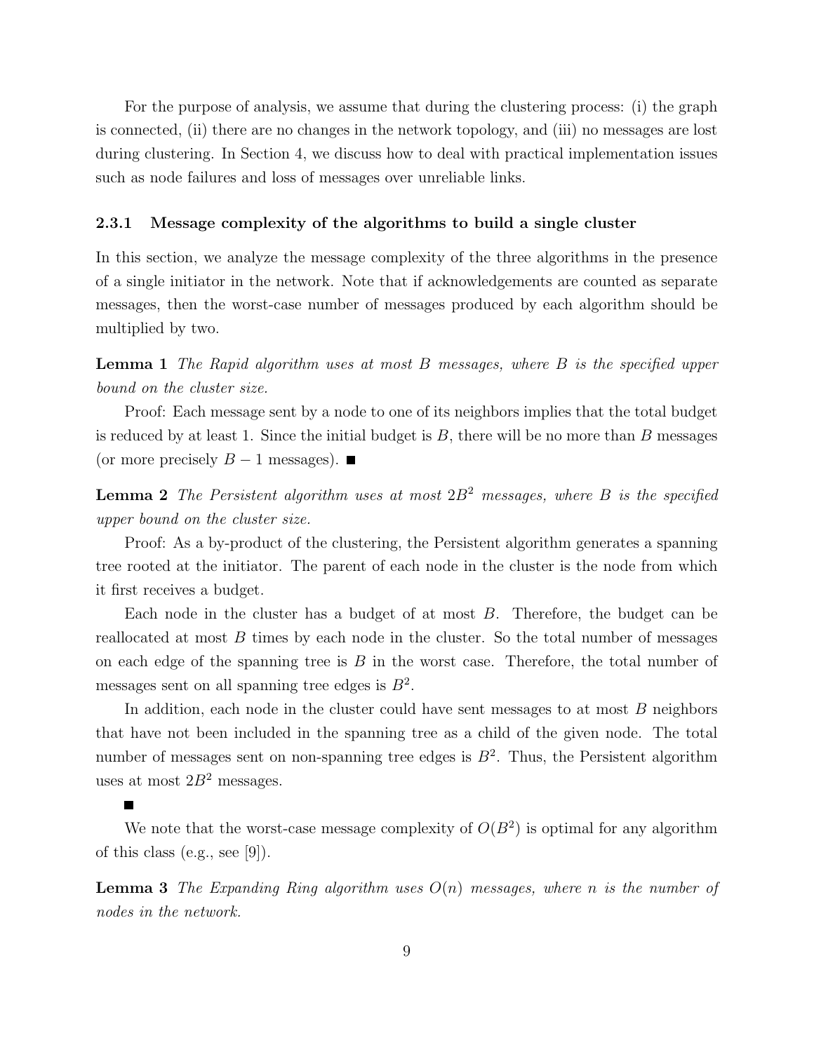For the purpose of analysis, we assume that during the clustering process: (i) the graph is connected, (ii) there are no changes in the network topology, and (iii) no messages are lost during clustering. In Section 4, we discuss how to deal with practical implementation issues such as node failures and loss of messages over unreliable links.

### 2.3.1 Message complexity of the algorithms to build a single cluster

In this section, we analyze the message complexity of the three algorithms in the presence of a single initiator in the network. Note that if acknowledgements are counted as separate messages, then the worst-case number of messages produced by each algorithm should be multiplied by two.

**Lemma 1** *The Rapid algorithm uses at most $B$ messages, where $B$ is the specified upper bound on the cluster size.*

Proof: Each message sent by a node to one of its neighbors implies that the total budget is reduced by at least 1. Since the initial budget is $B$, there will be no more than $B$ messages (or more precisely $B - 1$ messages). ■

**Lemma 2** *The Persistent algorithm uses at most $2B^2$ messages, where $B$ is the specified upper bound on the cluster size.*

Proof: As a by-product of the clustering, the Persistent algorithm generates a spanning tree rooted at the initiator. The parent of each node in the cluster is the node from which it first receives a budget.

Each node in the cluster has a budget of at most $B$. Therefore, the budget can be reallocated at most $B$ times by each node in the cluster. So the total number of messages on each edge of the spanning tree is $B$ in the worst case. Therefore, the total number of messages sent on all spanning tree edges is $B^2$.

In addition, each node in the cluster could have sent messages to at most $B$ neighbors that have not been included in the spanning tree as a child of the given node. The total number of messages sent on non-spanning tree edges is $B^2$. Thus, the Persistent algorithm uses at most $2B^2$ messages.

■

We note that the worst-case message complexity of $O(B^2)$ is optimal for any algorithm of this class (e.g., see [9]).

**Lemma 3** *The Expanding Ring algorithm uses $O(n)$ messages, where $n$ is the number of nodes in the network.*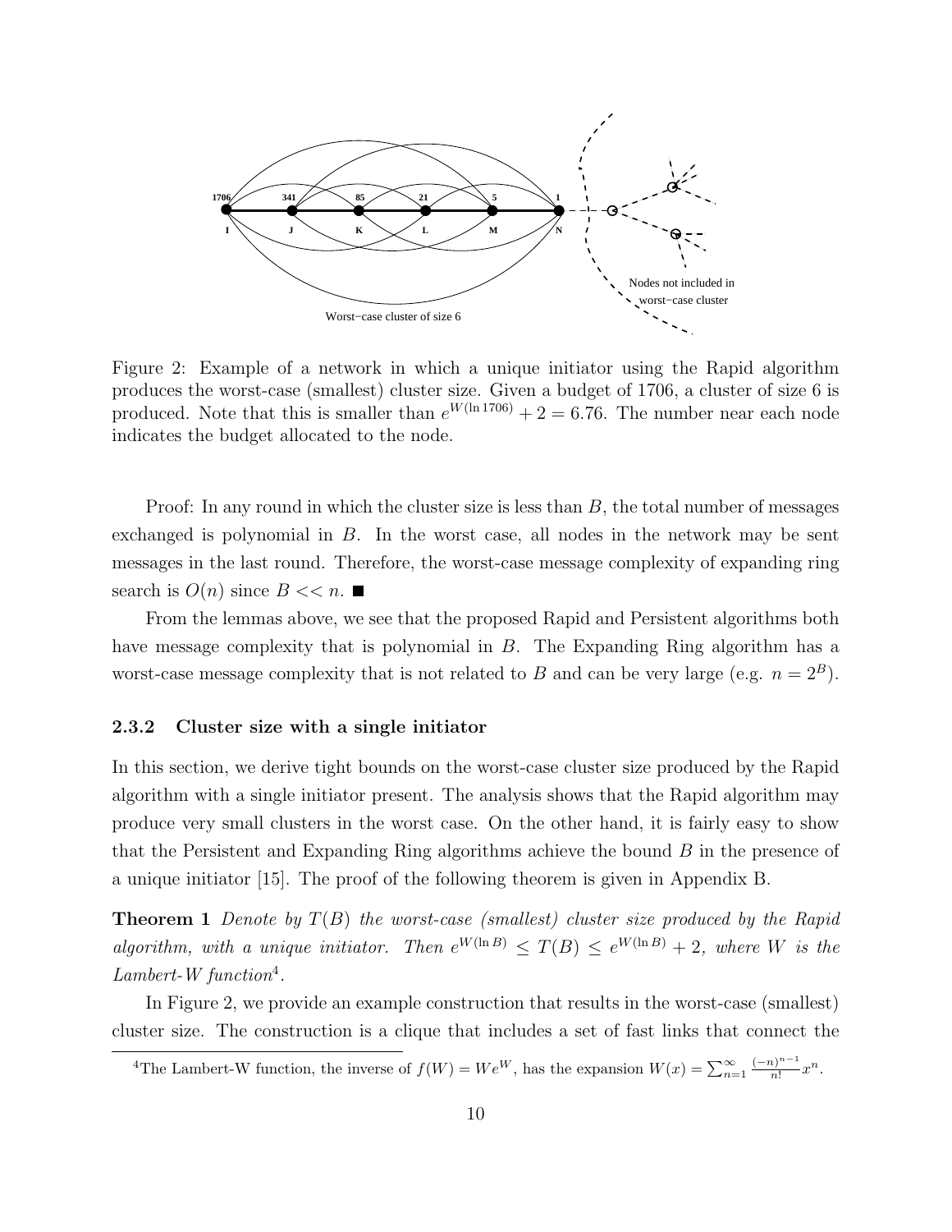1706 341 85 21 5 1

I J K L M N

Nodes not included in worst−case cluster

Worst−case cluster of size 6

Figure 2: Example of a network in which a unique initiator using the Rapid algorithm produces the worst-case (smallest) cluster size. Given a budget of 1706, a cluster of size 6 is produced. Note that this is smaller than $e^{W(\ln 1706)} + 2 = 6.76$. The number near each node indicates the budget allocated to the node.

Proof: In any round in which the cluster size is less than $B$, the total number of messages exchanged is polynomial in $B$. In the worst case, all nodes in the network may be sent messages in the last round. Therefore, the worst-case message complexity of expanding ring search is $O(n)$ since $B << n$. ■

From the lemmas above, we see that the proposed Rapid and Persistent algorithms both have message complexity that is polynomial in $B$. The Expanding Ring algorithm has a worst-case message complexity that is not related to $B$ and can be very large (e.g. $n = 2^B$).

### 2.3.2 Cluster size with a single initiator

In this section, we derive tight bounds on the worst-case cluster size produced by the Rapid algorithm with a single initiator present. The analysis shows that the Rapid algorithm may produce very small clusters in the worst case. On the other hand, it is fairly easy to show that the Persistent and Expanding Ring algorithms achieve the bound $B$ in the presence of a unique initiator [15]. The proof of the following theorem is given in Appendix B.

**Theorem 1** *Denote by $T(B)$ the worst-case (smallest) cluster size produced by the Rapid algorithm, with a unique initiator. Then $e^{W(\ln B)} \leq T(B) \leq e^{W(\ln B)} + 2$, where $W$ is the Lambert-W function*[4].

In Figure 2, we provide an example construction that results in the worst-case (smallest) cluster size. The construction is a clique that includes a set of fast links that connect the

[4]The Lambert-W function, the inverse of $f(W) = We^W$, has the expansion $W(x) = \sum_{n=1}^{\infty} \frac{(-n)^{n-1}}{n!} x^n$.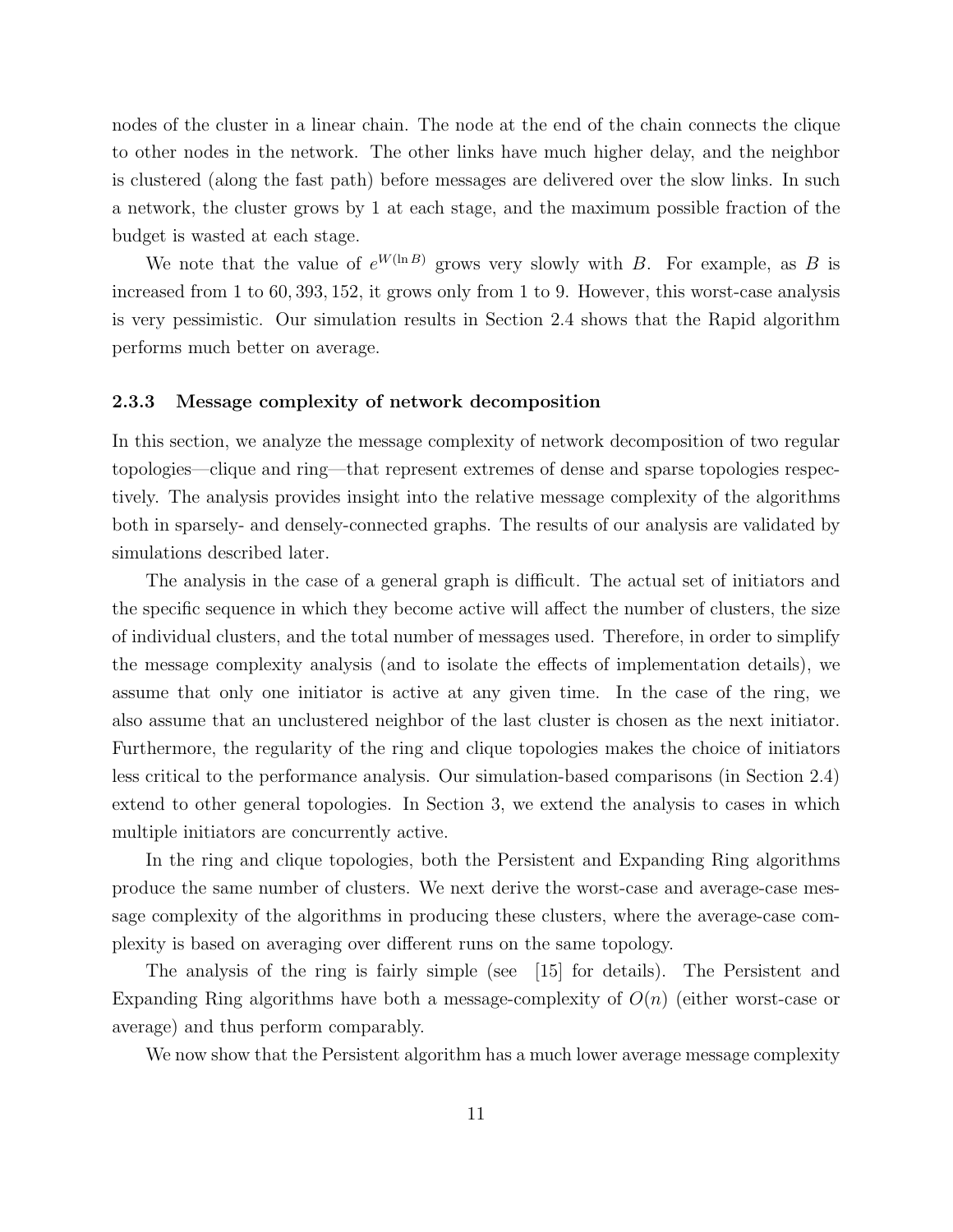nodes of the cluster in a linear chain. The node at the end of the chain connects the clique to other nodes in the network. The other links have much higher delay, and the neighbor is clustered (along the fast path) before messages are delivered over the slow links. In such a network, the cluster grows by 1 at each stage, and the maximum possible fraction of the budget is wasted at each stage.

We note that the value of $e^{W(\ln B)}$ grows very slowly with $B$. For example, as $B$ is increased from 1 to 60, 393, 152, it grows only from 1 to 9. However, this worst-case analysis is very pessimistic. Our simulation results in Section 2.4 shows that the Rapid algorithm performs much better on average.

### 2.3.3 Message complexity of network decomposition

In this section, we analyze the message complexity of network decomposition of two regular topologies—clique and ring—that represent extremes of dense and sparse topologies respectively. The analysis provides insight into the relative message complexity of the algorithms both in sparsely- and densely-connected graphs. The results of our analysis are validated by simulations described later.

The analysis in the case of a general graph is difficult. The actual set of initiators and the specific sequence in which they become active will affect the number of clusters, the size of individual clusters, and the total number of messages used. Therefore, in order to simplify the message complexity analysis (and to isolate the effects of implementation details), we assume that only one initiator is active at any given time. In the case of the ring, we also assume that an unclustered neighbor of the last cluster is chosen as the next initiator. Furthermore, the regularity of the ring and clique topologies makes the choice of initiators less critical to the performance analysis. Our simulation-based comparisons (in Section 2.4) extend to other general topologies. In Section 3, we extend the analysis to cases in which multiple initiators are concurrently active.

In the ring and clique topologies, both the Persistent and Expanding Ring algorithms produce the same number of clusters. We next derive the worst-case and average-case message complexity of the algorithms in producing these clusters, where the average-case complexity is based on averaging over different runs on the same topology.

The analysis of the ring is fairly simple (see [15] for details). The Persistent and Expanding Ring algorithms have both a message-complexity of $O(n)$ (either worst-case or average) and thus perform comparably.

We now show that the Persistent algorithm has a much lower average message complexity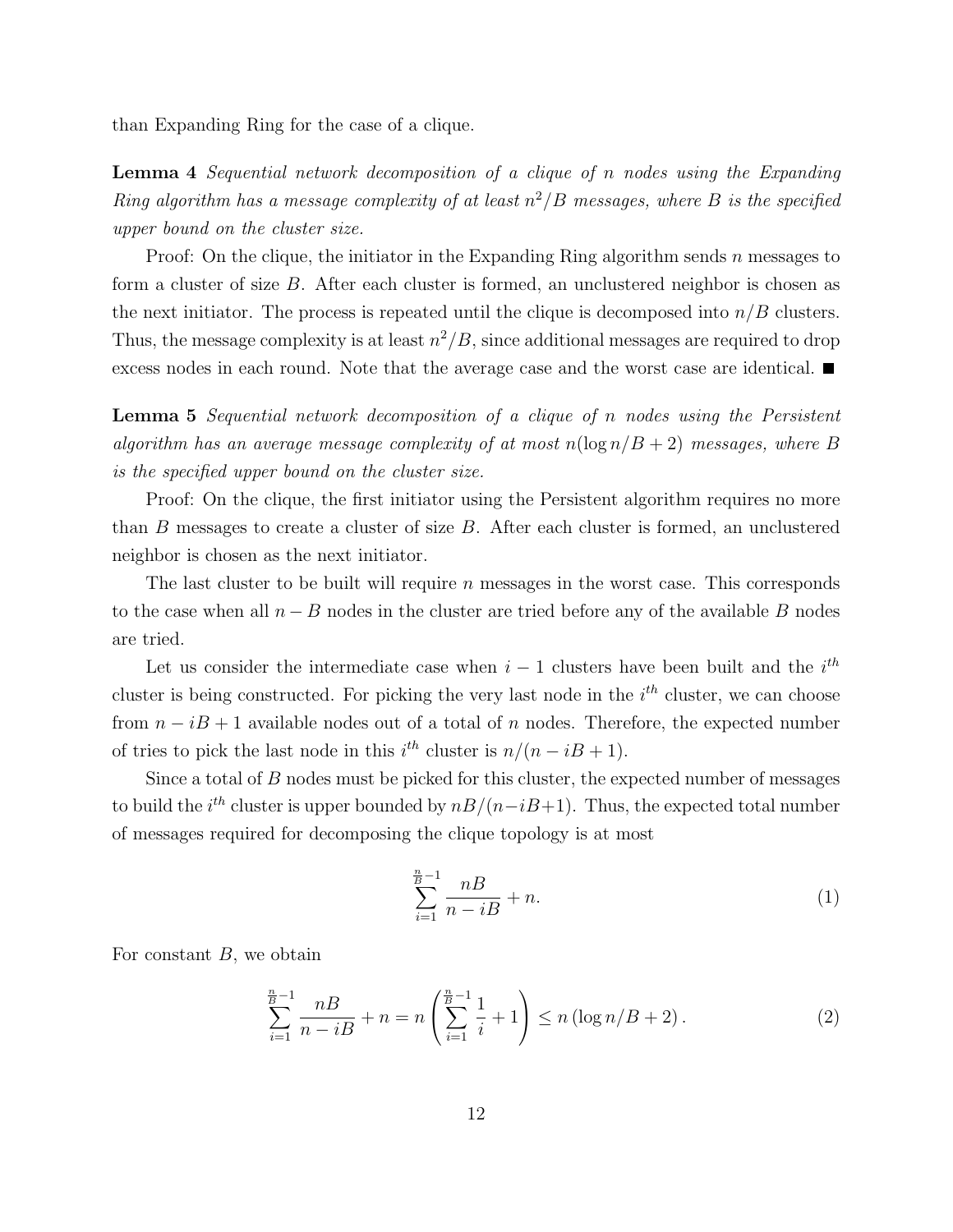than Expanding Ring for the case of a clique.

**Lemma 4** *Sequential network decomposition of a clique of $n$ nodes using the Expanding Ring algorithm has a message complexity of at least $n^2/B$ messages, where $B$ is the specified upper bound on the cluster size.*

Proof: On the clique, the initiator in the Expanding Ring algorithm sends $n$ messages to form a cluster of size $B$. After each cluster is formed, an unclustered neighbor is chosen as the next initiator. The process is repeated until the clique is decomposed into $n/B$ clusters. Thus, the message complexity is at least $n^2/B$, since additional messages are required to drop excess nodes in each round. Note that the average case and the worst case are identical. ∎

**Lemma 5** *Sequential network decomposition of a clique of $n$ nodes using the Persistent algorithm has an average message complexity of at most $n(\log n/B + 2)$ messages, where $B$ is the specified upper bound on the cluster size.*

Proof: On the clique, the first initiator using the Persistent algorithm requires no more than $B$ messages to create a cluster of size $B$. After each cluster is formed, an unclustered neighbor is chosen as the next initiator.

The last cluster to be built will require $n$ messages in the worst case. This corresponds to the case when all $n - B$ nodes in the cluster are tried before any of the available $B$ nodes are tried.

Let us consider the intermediate case when $i - 1$ clusters have been built and the $i^{th}$ cluster is being constructed. For picking the very last node in the $i^{th}$ cluster, we can choose from $n - iB + 1$ available nodes out of a total of $n$ nodes. Therefore, the expected number of tries to pick the last node in this $i^{th}$ cluster is $n/(n - iB + 1)$.

Since a total of $B$ nodes must be picked for this cluster, the expected number of messages to build the $i^{th}$ cluster is upper bounded by $nB/(n-iB+1)$. Thus, the expected total number of messages required for decomposing the clique topology is at most

$$\sum_{i=1}^{\frac{n}{B}-1} \frac{nB}{n - iB} + n. \tag{1}$$

For constant $B$, we obtain

$$\sum_{i=1}^{\frac{n}{B}-1} \frac{nB}{n - iB} + n = n\left(\sum_{i=1}^{\frac{n}{B}-1} \frac{1}{i} + 1\right) \leq n\left(\log n/B + 2\right). \tag{2}$$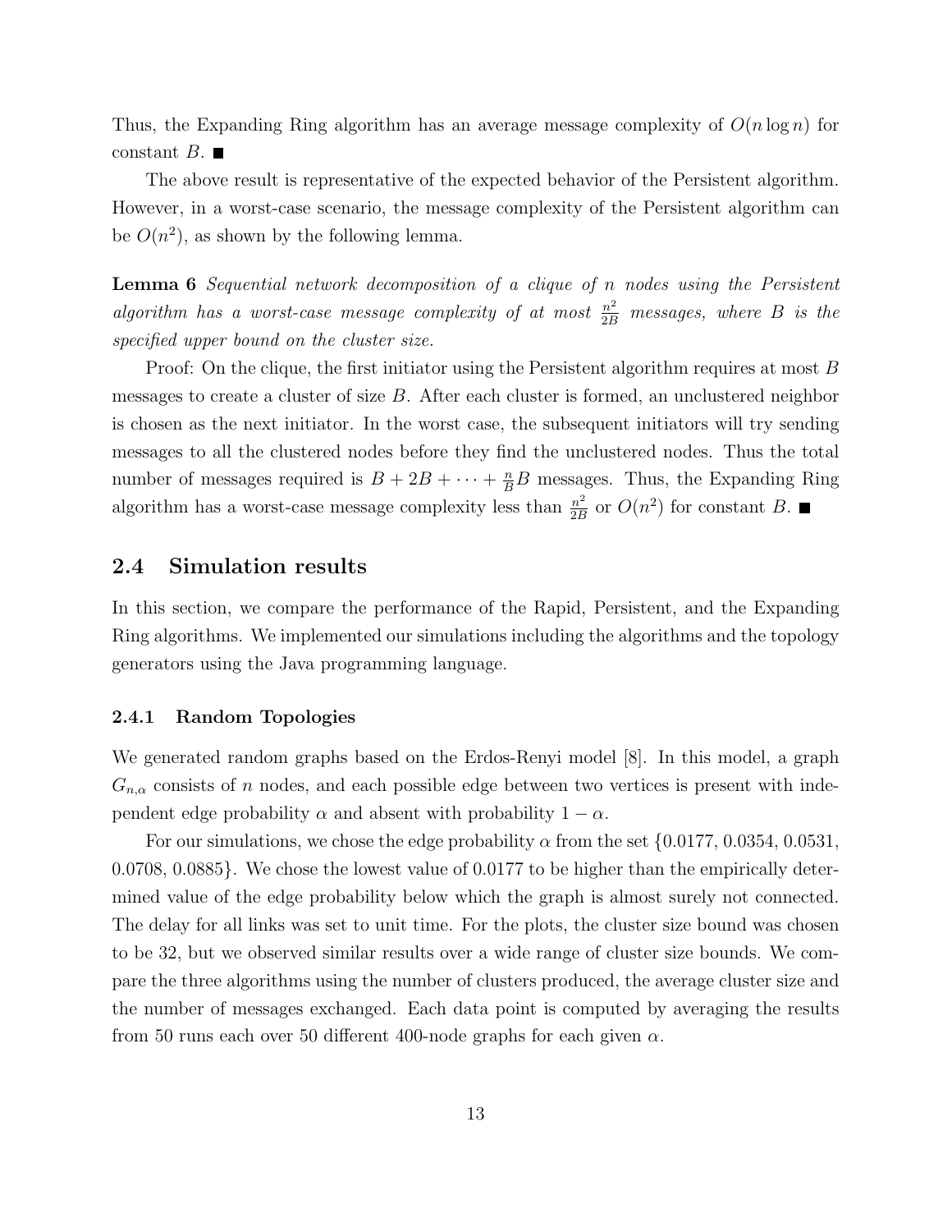Thus, the Expanding Ring algorithm has an average message complexity of $O(n \log n)$ for constant $B$. ■

The above result is representative of the expected behavior of the Persistent algorithm. However, in a worst-case scenario, the message complexity of the Persistent algorithm can be $O(n^2)$, as shown by the following lemma.

**Lemma 6** *Sequential network decomposition of a clique of $n$ nodes using the Persistent algorithm has a worst-case message complexity of at most $\frac{n^2}{2B}$ messages, where $B$ is the specified upper bound on the cluster size.*

Proof: On the clique, the first initiator using the Persistent algorithm requires at most $B$ messages to create a cluster of size $B$. After each cluster is formed, an unclustered neighbor is chosen as the next initiator. In the worst case, the subsequent initiators will try sending messages to all the clustered nodes before they find the unclustered nodes. Thus the total number of messages required is $B + 2B + \cdots + \frac{n}{B}B$ messages. Thus, the Expanding Ring algorithm has a worst-case message complexity less than $\frac{n^2}{2B}$ or $O(n^2)$ for constant $B$. ■

## 2.4 Simulation results

In this section, we compare the performance of the Rapid, Persistent, and the Expanding Ring algorithms. We implemented our simulations including the algorithms and the topology generators using the Java programming language.

### 2.4.1 Random Topologies

We generated random graphs based on the Erdos-Renyi model [8]. In this model, a graph $G_{n,\alpha}$ consists of $n$ nodes, and each possible edge between two vertices is present with independent edge probability $\alpha$ and absent with probability $1 - \alpha$.

For our simulations, we chose the edge probability $\alpha$ from the set {0.0177, 0.0354, 0.0531, 0.0708, 0.0885}. We chose the lowest value of 0.0177 to be higher than the empirically determined value of the edge probability below which the graph is almost surely not connected. The delay for all links was set to unit time. For the plots, the cluster size bound was chosen to be 32, but we observed similar results over a wide range of cluster size bounds. We compare the three algorithms using the number of clusters produced, the average cluster size and the number of messages exchanged. Each data point is computed by averaging the results from 50 runs each over 50 different 400-node graphs for each given $\alpha$.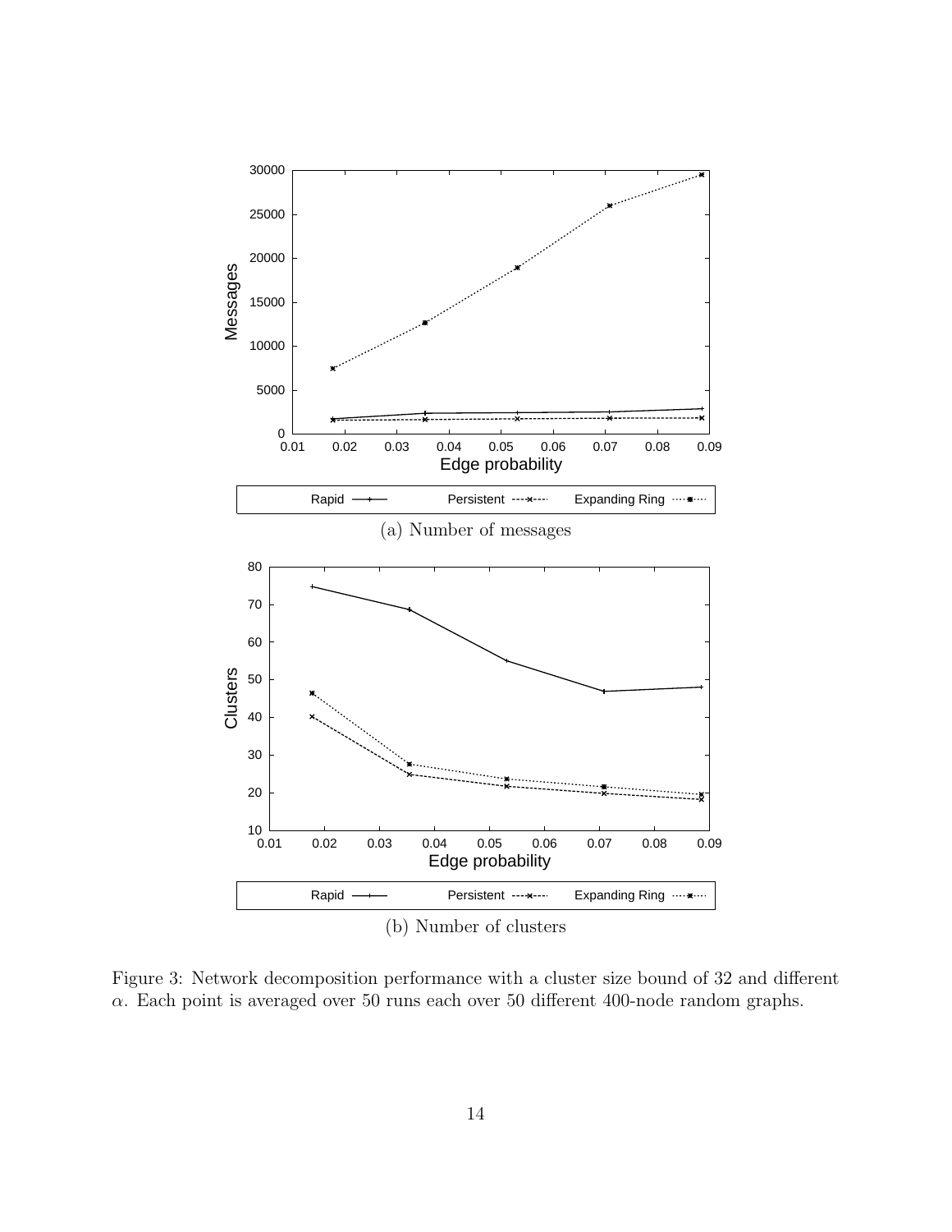30000
25000
20000
15000
10000
5000
0
Messages
0.01 0.02 0.03 0.04 0.05 0.06 0.07 0.08 0.09
Edge probability
Rapid
Persistent
Expanding Ring

(a) Number of messages

80
70
60
50
40
30
20
10
Clusters
0.01 0.02 0.03 0.04 0.05 0.06 0.07 0.08 0.09
Edge probability
Rapid
Persistent
Expanding Ring

(b) Number of clusters

Figure 3: Network decomposition performance with a cluster size bound of 32 and different $\alpha$. Each point is averaged over 50 runs each over 50 different 400-node random graphs.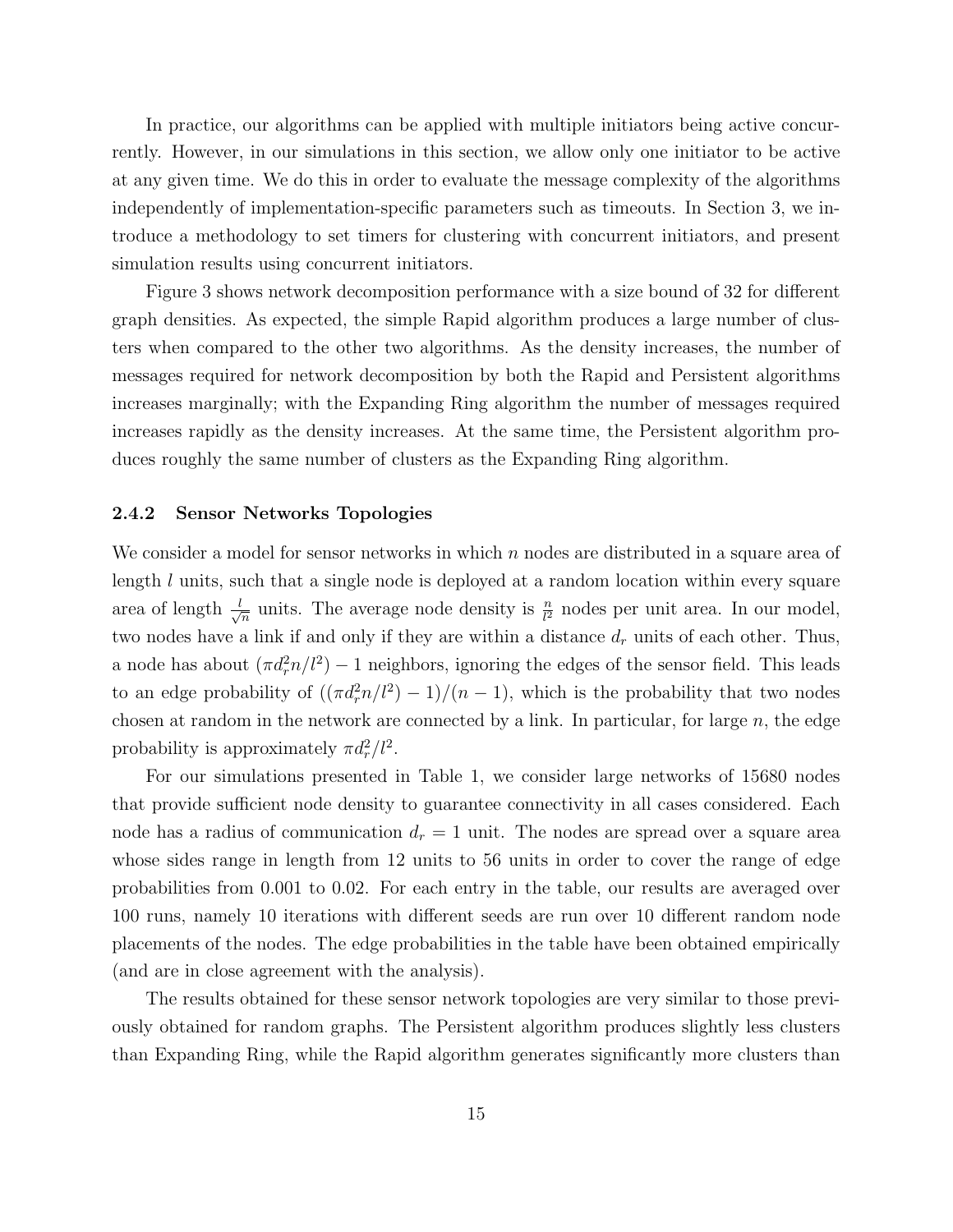In practice, our algorithms can be applied with multiple initiators being active concurrently. However, in our simulations in this section, we allow only one initiator to be active at any given time. We do this in order to evaluate the message complexity of the algorithms independently of implementation-specific parameters such as timeouts. In Section 3, we introduce a methodology to set timers for clustering with concurrent initiators, and present simulation results using concurrent initiators.

Figure 3 shows network decomposition performance with a size bound of 32 for different graph densities. As expected, the simple Rapid algorithm produces a large number of clusters when compared to the other two algorithms. As the density increases, the number of messages required for network decomposition by both the Rapid and Persistent algorithms increases marginally; with the Expanding Ring algorithm the number of messages required increases rapidly as the density increases. At the same time, the Persistent algorithm produces roughly the same number of clusters as the Expanding Ring algorithm.

### 2.4.2 Sensor Networks Topologies

We consider a model for sensor networks in which $n$ nodes are distributed in a square area of length $l$ units, such that a single node is deployed at a random location within every square area of length $\frac{l}{\sqrt{n}}$ units. The average node density is $\frac{n}{l^2}$ nodes per unit area. In our model, two nodes have a link if and only if they are within a distance $d_r$ units of each other. Thus, a node has about $(\pi d_r^2 n/l^2) - 1$ neighbors, ignoring the edges of the sensor field. This leads to an edge probability of $((\pi d_r^2 n/l^2) - 1)/(n - 1)$, which is the probability that two nodes chosen at random in the network are connected by a link. In particular, for large $n$, the edge probability is approximately $\pi d_r^2/l^2$.

For our simulations presented in Table 1, we consider large networks of 15680 nodes that provide sufficient node density to guarantee connectivity in all cases considered. Each node has a radius of communication $d_r = 1$ unit. The nodes are spread over a square area whose sides range in length from 12 units to 56 units in order to cover the range of edge probabilities from 0.001 to 0.02. For each entry in the table, our results are averaged over 100 runs, namely 10 iterations with different seeds are run over 10 different random node placements of the nodes. The edge probabilities in the table have been obtained empirically (and are in close agreement with the analysis).

The results obtained for these sensor network topologies are very similar to those previously obtained for random graphs. The Persistent algorithm produces slightly less clusters than Expanding Ring, while the Rapid algorithm generates significantly more clusters than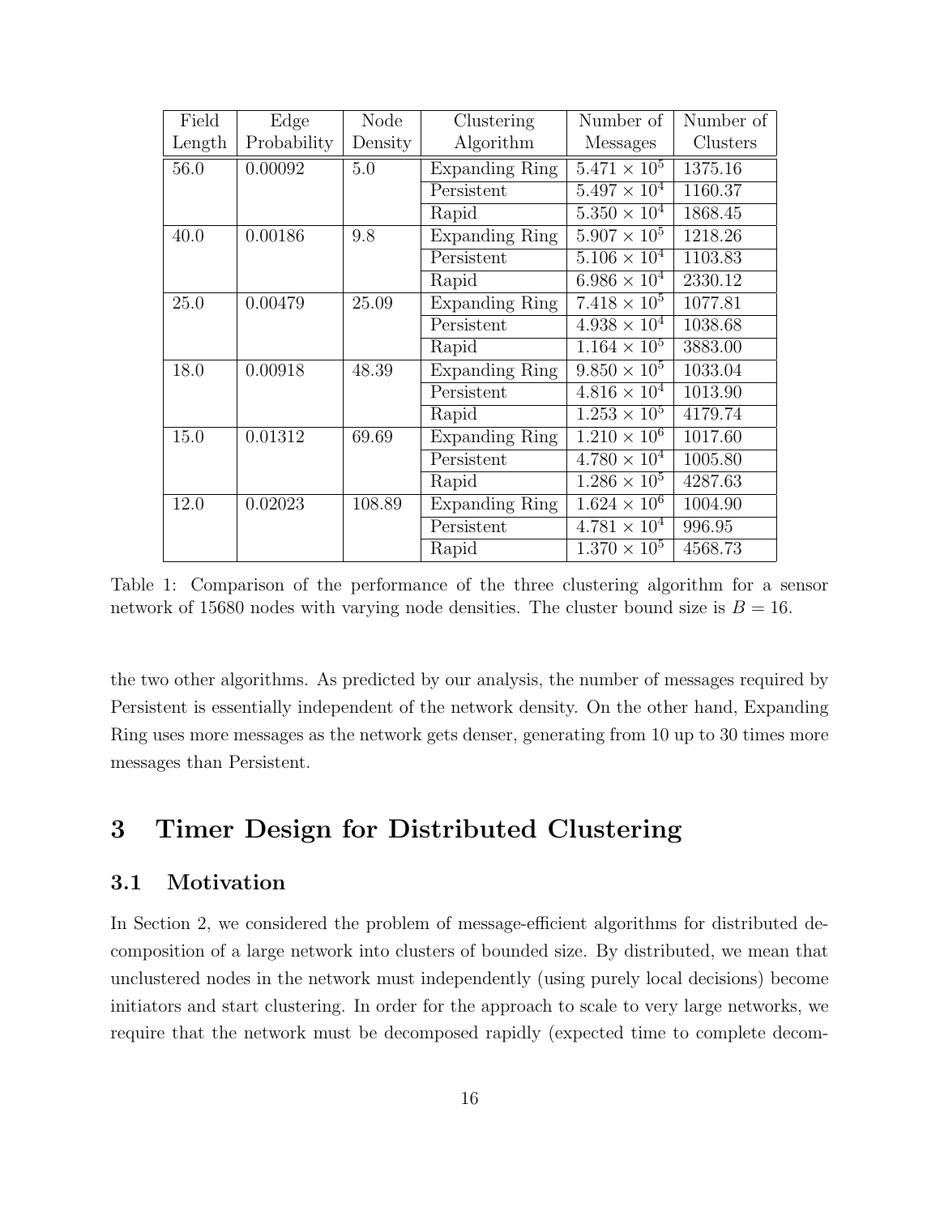| Field Length | Edge Probability | Node Density | Clustering Algorithm | Number of Messages | Number of Clusters |
|---|---|---|---|---|---|
| 56.0 | 0.00092 | 5.0 | Expanding Ring | $5.471 \times 10^5$ | 1375.16 |
| | | | Persistent | $5.497 \times 10^4$ | 1160.37 |
| | | | Rapid | $5.350 \times 10^4$ | 1868.45 |
| 40.0 | 0.00186 | 9.8 | Expanding Ring | $5.907 \times 10^5$ | 1218.26 |
| | | | Persistent | $5.106 \times 10^4$ | 1103.83 |
| | | | Rapid | $6.986 \times 10^4$ | 2330.12 |
| 25.0 | 0.00479 | 25.09 | Expanding Ring | $7.418 \times 10^5$ | 1077.81 |
| | | | Persistent | $4.938 \times 10^4$ | 1038.68 |
| | | | Rapid | $1.164 \times 10^5$ | 3883.00 |
| 18.0 | 0.00918 | 48.39 | Expanding Ring | $9.850 \times 10^5$ | 1033.04 |
| | | | Persistent | $4.816 \times 10^4$ | 1013.90 |
| | | | Rapid | $1.253 \times 10^5$ | 4179.74 |
| 15.0 | 0.01312 | 69.69 | Expanding Ring | $1.210 \times 10^6$ | 1017.60 |
| | | | Persistent | $4.780 \times 10^4$ | 1005.80 |
| | | | Rapid | $1.286 \times 10^5$ | 4287.63 |
| 12.0 | 0.02023 | 108.89 | Expanding Ring | $1.624 \times 10^6$ | 1004.90 |
| | | | Persistent | $4.781 \times 10^4$ | 996.95 |
| | | | Rapid | $1.370 \times 10^5$ | 4568.73 |

Table 1: Comparison of the performance of the three clustering algorithm for a sensor network of 15680 nodes with varying node densities. The cluster bound size is $B = 16$.

the two other algorithms. As predicted by our analysis, the number of messages required by Persistent is essentially independent of the network density. On the other hand, Expanding Ring uses more messages as the network gets denser, generating from 10 up to 30 times more messages than Persistent.

# 3 Timer Design for Distributed Clustering

## 3.1 Motivation

In Section 2, we considered the problem of message-efficient algorithms for distributed decomposition of a large network into clusters of bounded size. By distributed, we mean that unclustered nodes in the network must independently (using purely local decisions) become initiators and start clustering. In order for the approach to scale to very large networks, we require that the network must be decomposed rapidly (expected time to complete decom-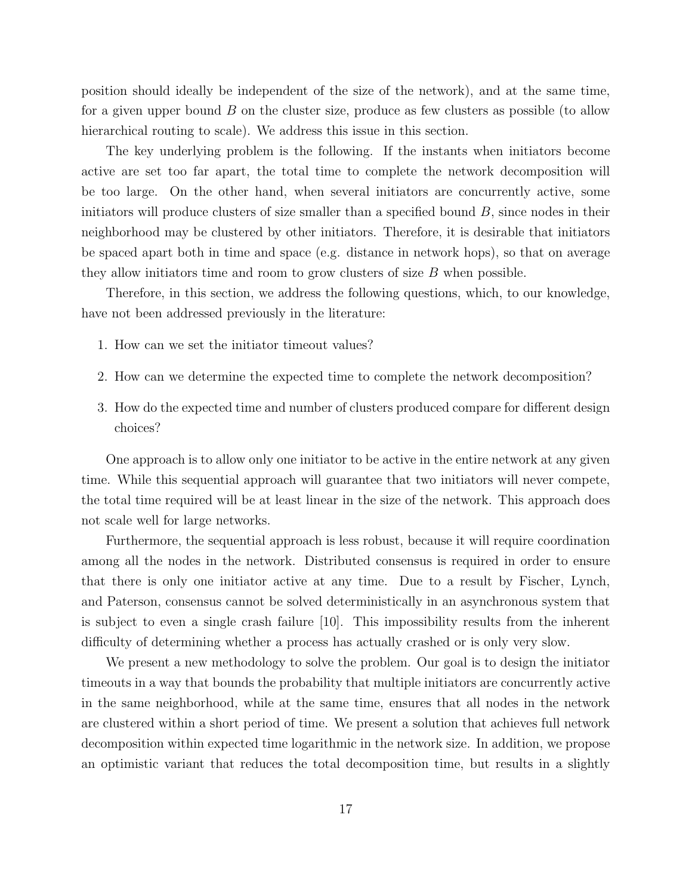position should ideally be independent of the size of the network), and at the same time, for a given upper bound $B$ on the cluster size, produce as few clusters as possible (to allow hierarchical routing to scale). We address this issue in this section.

The key underlying problem is the following. If the instants when initiators become active are set too far apart, the total time to complete the network decomposition will be too large. On the other hand, when several initiators are concurrently active, some initiators will produce clusters of size smaller than a specified bound $B$, since nodes in their neighborhood may be clustered by other initiators. Therefore, it is desirable that initiators be spaced apart both in time and space (e.g. distance in network hops), so that on average they allow initiators time and room to grow clusters of size $B$ when possible.

Therefore, in this section, we address the following questions, which, to our knowledge, have not been addressed previously in the literature:

1. How can we set the initiator timeout values?
2. How can we determine the expected time to complete the network decomposition?
3. How do the expected time and number of clusters produced compare for different design choices?

One approach is to allow only one initiator to be active in the entire network at any given time. While this sequential approach will guarantee that two initiators will never compete, the total time required will be at least linear in the size of the network. This approach does not scale well for large networks.

Furthermore, the sequential approach is less robust, because it will require coordination among all the nodes in the network. Distributed consensus is required in order to ensure that there is only one initiator active at any time. Due to a result by Fischer, Lynch, and Paterson, consensus cannot be solved deterministically in an asynchronous system that is subject to even a single crash failure [10]. This impossibility results from the inherent difficulty of determining whether a process has actually crashed or is only very slow.

We present a new methodology to solve the problem. Our goal is to design the initiator timeouts in a way that bounds the probability that multiple initiators are concurrently active in the same neighborhood, while at the same time, ensures that all nodes in the network are clustered within a short period of time. We present a solution that achieves full network decomposition within expected time logarithmic in the network size. In addition, we propose an optimistic variant that reduces the total decomposition time, but results in a slightly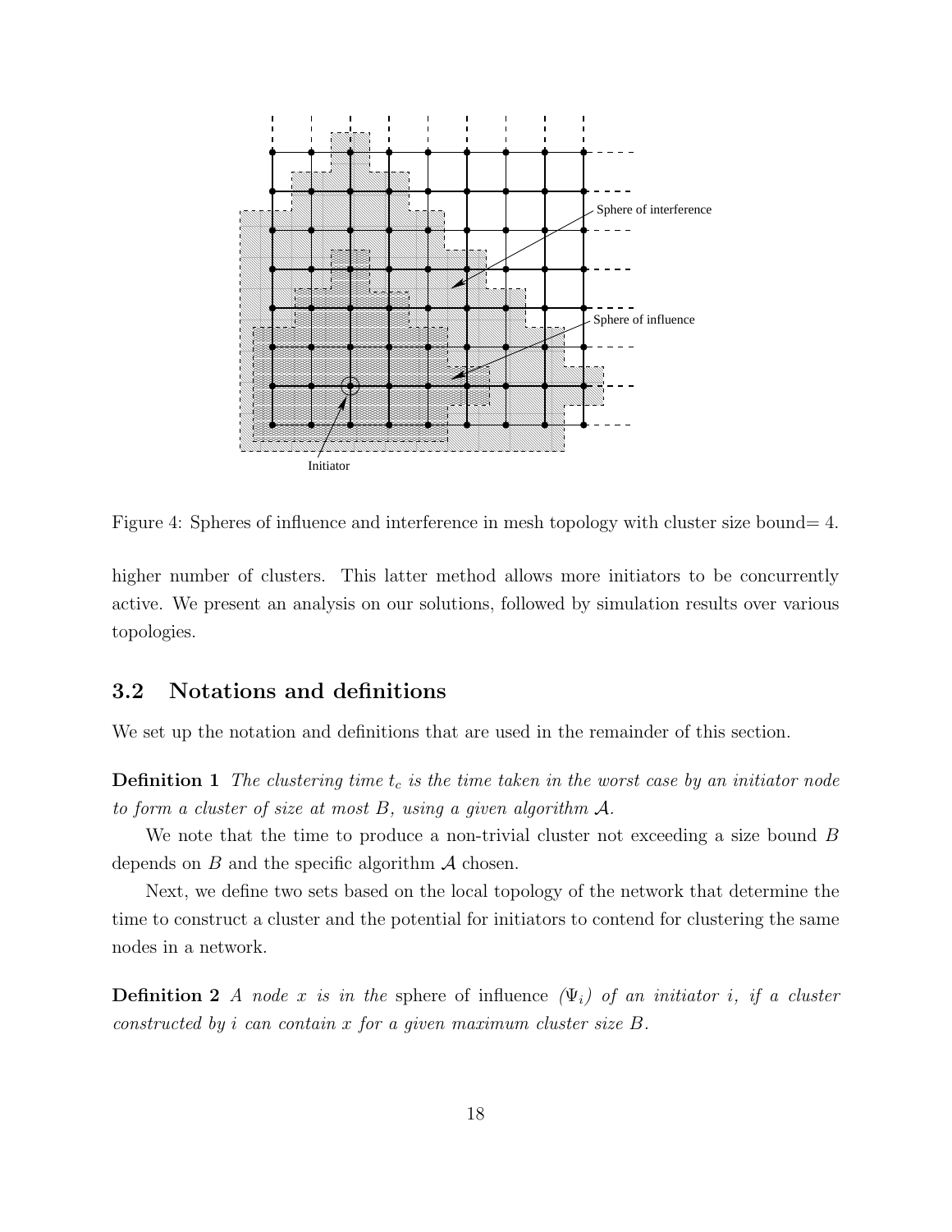Sphere of interference

Sphere of influence

Initiator

Figure 4: Spheres of influence and interference in mesh topology with cluster size bound= 4.

higher number of clusters. This latter method allows more initiators to be concurrently active. We present an analysis on our solutions, followed by simulation results over various topologies.

### 3.2 Notations and definitions

We set up the notation and definitions that are used in the remainder of this section.

**Definition 1** *The clustering time $t_c$ is the time taken in the worst case by an initiator node to form a cluster of size at most $B$, using a given algorithm $\mathcal{A}$.*

We note that the time to produce a non-trivial cluster not exceeding a size bound $B$ depends on $B$ and the specific algorithm $\mathcal{A}$ chosen.

Next, we define two sets based on the local topology of the network that determine the time to construct a cluster and the potential for initiators to contend for clustering the same nodes in a network.

**Definition 2** *A node $x$ is in the* sphere of influence *($\Psi_i$) of an initiator $i$, if a cluster constructed by $i$ can contain $x$ for a given maximum cluster size $B$.*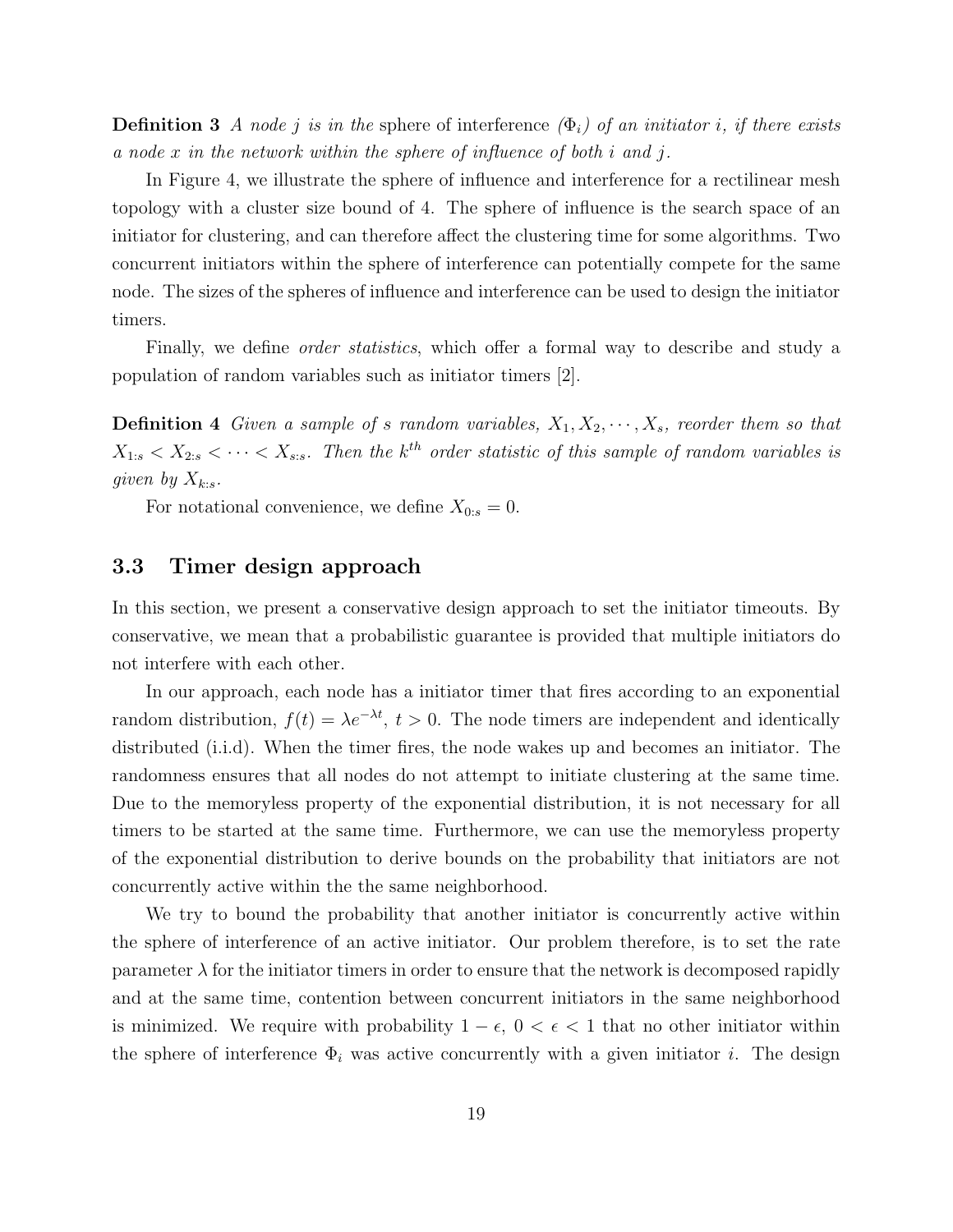**Definition 3** *A node $j$ is in the* sphere of interference *($\Phi_i$) of an initiator $i$, if there exists a node $x$ in the network within the sphere of influence of both $i$ and $j$.*

In Figure 4, we illustrate the sphere of influence and interference for a rectilinear mesh topology with a cluster size bound of 4. The sphere of influence is the search space of an initiator for clustering, and can therefore affect the clustering time for some algorithms. Two concurrent initiators within the sphere of interference can potentially compete for the same node. The sizes of the spheres of influence and interference can be used to design the initiator timers.

Finally, we define *order statistics*, which offer a formal way to describe and study a population of random variables such as initiator timers [2].

**Definition 4** *Given a sample of $s$ random variables, $X_1, X_2, \cdots, X_s$, reorder them so that $X_{1:s} < X_{2:s} < \cdots < X_{s:s}$. Then the $k^{th}$ order statistic of this sample of random variables is given by $X_{k:s}$.*

For notational convenience, we define $X_{0:s} = 0$.

### 3.3 Timer design approach

In this section, we present a conservative design approach to set the initiator timeouts. By conservative, we mean that a probabilistic guarantee is provided that multiple initiators do not interfere with each other.

In our approach, each node has a initiator timer that fires according to an exponential random distribution, $f(t) = \lambda e^{-\lambda t}$, $t > 0$. The node timers are independent and identically distributed (i.i.d). When the timer fires, the node wakes up and becomes an initiator. The randomness ensures that all nodes do not attempt to initiate clustering at the same time. Due to the memoryless property of the exponential distribution, it is not necessary for all timers to be started at the same time. Furthermore, we can use the memoryless property of the exponential distribution to derive bounds on the probability that initiators are not concurrently active within the the same neighborhood.

We try to bound the probability that another initiator is concurrently active within the sphere of interference of an active initiator. Our problem therefore, is to set the rate parameter $\lambda$ for the initiator timers in order to ensure that the network is decomposed rapidly and at the same time, contention between concurrent initiators in the same neighborhood is minimized. We require with probability $1 - \epsilon$, $0 < \epsilon < 1$ that no other initiator within the sphere of interference $\Phi_i$ was active concurrently with a given initiator $i$. The design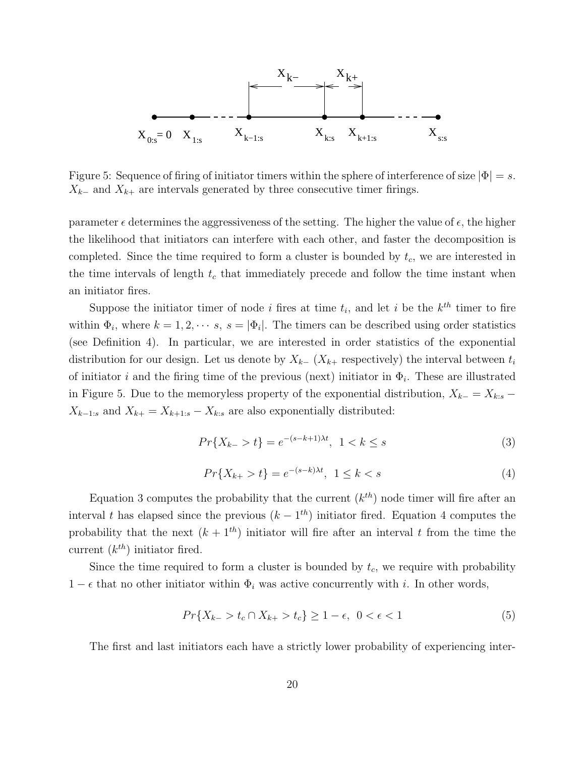$X_{k-}$

$X_{k+}$

$X_{0:s} = 0$ $X_{1:s}$ $X_{k-1:s}$ $X_{k:s}$ $X_{k+1:s}$ $X_{s:s}$

Figure 5: Sequence of firing of initiator timers within the sphere of interference of size $|\Phi| = s$. $X_{k-}$ and $X_{k+}$ are intervals generated by three consecutive timer firings.

parameter $\epsilon$ determines the aggressiveness of the setting. The higher the value of $\epsilon$, the higher the likelihood that initiators can interfere with each other, and faster the decomposition is completed. Since the time required to form a cluster is bounded by $t_c$, we are interested in the time intervals of length $t_c$ that immediately precede and follow the time instant when an initiator fires.

Suppose the initiator timer of node $i$ fires at time $t_i$, and let $i$ be the $k^{th}$ timer to fire within $\Phi_i$, where $k = 1, 2, \cdots s$, $s = |\Phi_i|$. The timers can be described using order statistics (see Definition 4). In particular, we are interested in order statistics of the exponential distribution for our design. Let us denote by $X_{k-}$ ($X_{k+}$ respectively) the interval between $t_i$ of initiator $i$ and the firing time of the previous (next) initiator in $\Phi_i$. These are illustrated in Figure 5. Due to the memoryless property of the exponential distribution, $X_{k-} = X_{k:s} - X_{k-1:s}$ and $X_{k+} = X_{k+1:s} - X_{k:s}$ are also exponentially distributed:

$$Pr\{X_{k-} > t\} = e^{-(s-k+1)\lambda t}, \;\; 1 < k \leq s \tag{3}$$

$$Pr\{X_{k+} > t\} = e^{-(s-k)\lambda t}, \;\; 1 \leq k < s \tag{4}$$

Equation 3 computes the probability that the current ($k^{th}$) node timer will fire after an interval $t$ has elapsed since the previous ($k - 1^{th}$) initiator fired. Equation 4 computes the probability that the next ($k + 1^{th}$) initiator will fire after an interval $t$ from the time the current ($k^{th}$) initiator fired.

Since the time required to form a cluster is bounded by $t_c$, we require with probability $1 - \epsilon$ that no other initiator within $\Phi_i$ was active concurrently with $i$. In other words,

$$Pr\{X_{k-} > t_c \cap X_{k+} > t_c\} \geq 1 - \epsilon, \;\; 0 < \epsilon < 1 \tag{5}$$

The first and last initiators each have a strictly lower probability of experiencing inter-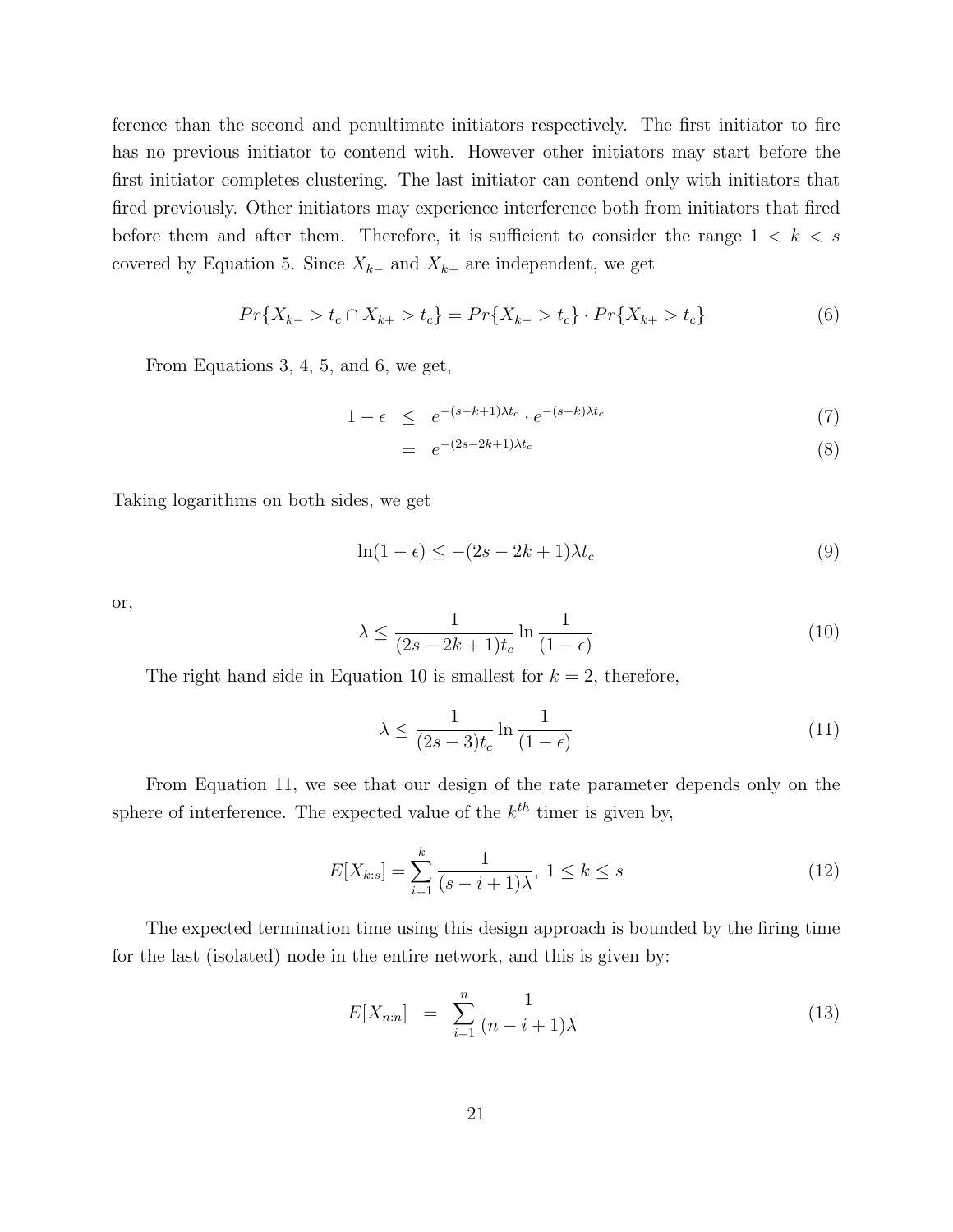ference than the second and penultimate initiators respectively. The first initiator to fire has no previous initiator to contend with. However other initiators may start before the first initiator completes clustering. The last initiator can contend only with initiators that fired previously. Other initiators may experience interference both from initiators that fired before them and after them. Therefore, it is sufficient to consider the range $1 < k < s$ covered by Equation 5. Since $X_{k-}$ and $X_{k+}$ are independent, we get

$$Pr\{X_{k-} > t_c \cap X_{k+} > t_c\} = Pr\{X_{k-} > t_c\} \cdot Pr\{X_{k+} > t_c\} \tag{6}$$

From Equations 3, 4, 5, and 6, we get,

$$1 - \epsilon \leq e^{-(s-k+1)\lambda t_c} \cdot e^{-(s-k)\lambda t_c} \tag{7}$$

$$= e^{-(2s-2k+1)\lambda t_c} \tag{8}$$

Taking logarithms on both sides, we get

$$\ln(1 - \epsilon) \leq -(2s - 2k + 1)\lambda t_c \tag{9}$$

or,

$$\lambda \leq \frac{1}{(2s - 2k + 1)t_c} \ln \frac{1}{(1 - \epsilon)} \tag{10}$$

The right hand side in Equation 10 is smallest for $k = 2$, therefore,

$$\lambda \leq \frac{1}{(2s - 3)t_c} \ln \frac{1}{(1 - \epsilon)} \tag{11}$$

From Equation 11, we see that our design of the rate parameter depends only on the sphere of interference. The expected value of the $k^{th}$ timer is given by,

$$E[X_{k:s}] = \sum_{i=1}^{k} \frac{1}{(s - i + 1)\lambda}, \ 1 \leq k \leq s \tag{12}$$

The expected termination time using this design approach is bounded by the firing time for the last (isolated) node in the entire network, and this is given by:

$$E[X_{n:n}] = \sum_{i=1}^{n} \frac{1}{(n - i + 1)\lambda} \tag{13}$$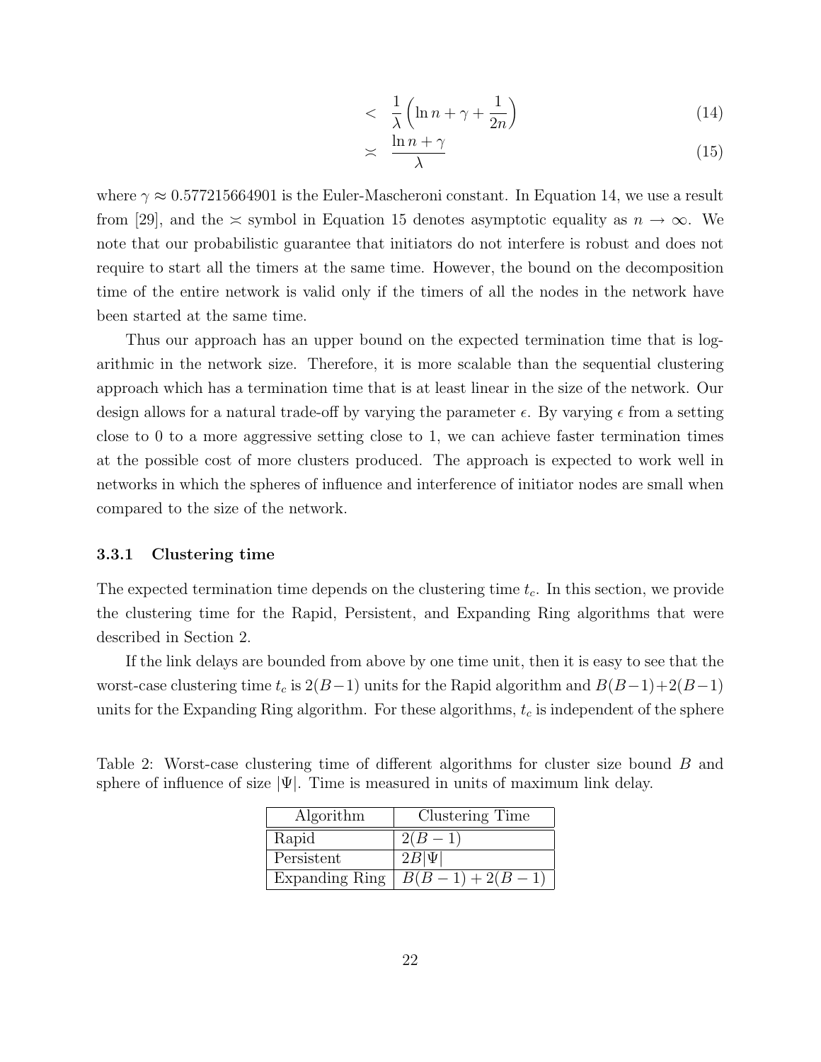$$< \frac{1}{\lambda}\left(\ln n + \gamma + \frac{1}{2n}\right) \quad (14)$$

$$\asymp \frac{\ln n + \gamma}{\lambda} \quad (15)$$

where $\gamma \approx 0.577215664901$ is the Euler-Mascheroni constant. In Equation 14, we use a result from [29], and the $\asymp$ symbol in Equation 15 denotes asymptotic equality as $n \to \infty$. We note that our probabilistic guarantee that initiators do not interfere is robust and does not require to start all the timers at the same time. However, the bound on the decomposition time of the entire network is valid only if the timers of all the nodes in the network have been started at the same time.

Thus our approach has an upper bound on the expected termination time that is logarithmic in the network size. Therefore, it is more scalable than the sequential clustering approach which has a termination time that is at least linear in the size of the network. Our design allows for a natural trade-off by varying the parameter $\epsilon$. By varying $\epsilon$ from a setting close to 0 to a more aggressive setting close to 1, we can achieve faster termination times at the possible cost of more clusters produced. The approach is expected to work well in networks in which the spheres of influence and interference of initiator nodes are small when compared to the size of the network.

### 3.3.1 Clustering time

The expected termination time depends on the clustering time $t_c$. In this section, we provide the clustering time for the Rapid, Persistent, and Expanding Ring algorithms that were described in Section 2.

If the link delays are bounded from above by one time unit, then it is easy to see that the worst-case clustering time $t_c$ is $2(B-1)$ units for the Rapid algorithm and $B(B-1)+2(B-1)$ units for the Expanding Ring algorithm. For these algorithms, $t_c$ is independent of the sphere

Table 2: Worst-case clustering time of different algorithms for cluster size bound $B$ and sphere of influence of size $|\Psi|$. Time is measured in units of maximum link delay.

| Algorithm | Clustering Time |
|---|---|
| Rapid | $2(B-1)$ |
| Persistent | $2B\|\Psi\|$ |
| Expanding Ring | $B(B-1)+2(B-1)$ |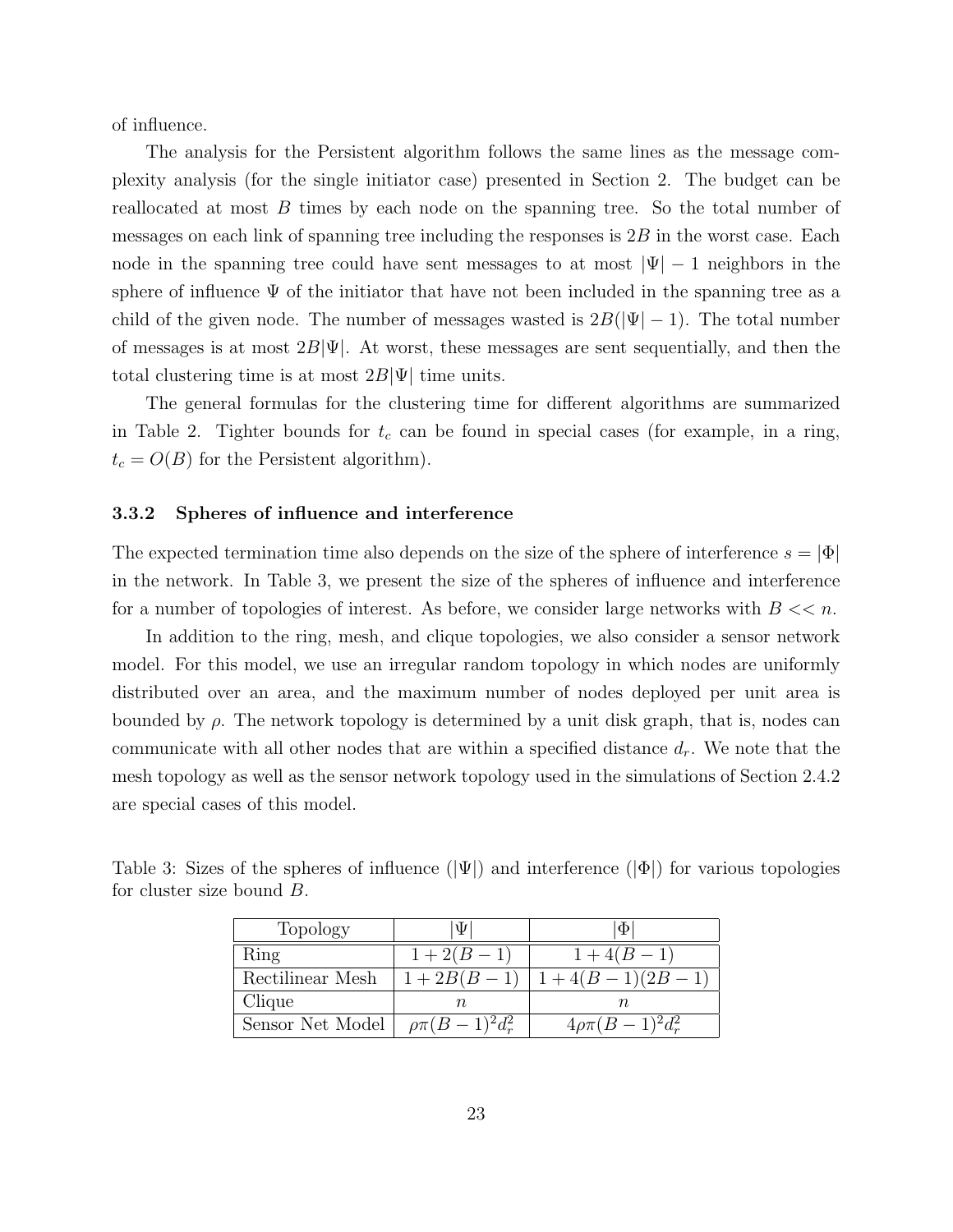of influence.

The analysis for the Persistent algorithm follows the same lines as the message complexity analysis (for the single initiator case) presented in Section 2. The budget can be reallocated at most $B$ times by each node on the spanning tree. So the total number of messages on each link of spanning tree including the responses is $2B$ in the worst case. Each node in the spanning tree could have sent messages to at most $|\Psi| - 1$ neighbors in the sphere of influence $\Psi$ of the initiator that have not been included in the spanning tree as a child of the given node. The number of messages wasted is $2B(|\Psi| - 1)$. The total number of messages is at most $2B|\Psi|$. At worst, these messages are sent sequentially, and then the total clustering time is at most $2B|\Psi|$ time units.

The general formulas for the clustering time for different algorithms are summarized in Table 2. Tighter bounds for $t_c$ can be found in special cases (for example, in a ring, $t_c = O(B)$ for the Persistent algorithm).

### 3.3.2 Spheres of influence and interference

The expected termination time also depends on the size of the sphere of interference $s = |\Phi|$ in the network. In Table 3, we present the size of the spheres of influence and interference for a number of topologies of interest. As before, we consider large networks with $B << n$.

In addition to the ring, mesh, and clique topologies, we also consider a sensor network model. For this model, we use an irregular random topology in which nodes are uniformly distributed over an area, and the maximum number of nodes deployed per unit area is bounded by $\rho$. The network topology is determined by a unit disk graph, that is, nodes can communicate with all other nodes that are within a specified distance $d_r$. We note that the mesh topology as well as the sensor network topology used in the simulations of Section 2.4.2 are special cases of this model.

Table 3: Sizes of the spheres of influence ($|\Psi|$) and interference ($|\Phi|$) for various topologies for cluster size bound $B$.

| Topology | $\lvert\Psi\rvert$ | $\lvert\Phi\rvert$ |
|---|---|---|
| Ring | $1 + 2(B - 1)$ | $1 + 4(B - 1)$ |
| Rectilinear Mesh | $1 + 2B(B - 1)$ | $1 + 4(B - 1)(2B - 1)$ |
| Clique | $n$ | $n$ |
| Sensor Net Model | $\rho\pi(B - 1)^2 d_r^2$ | $4\rho\pi(B - 1)^2 d_r^2$ |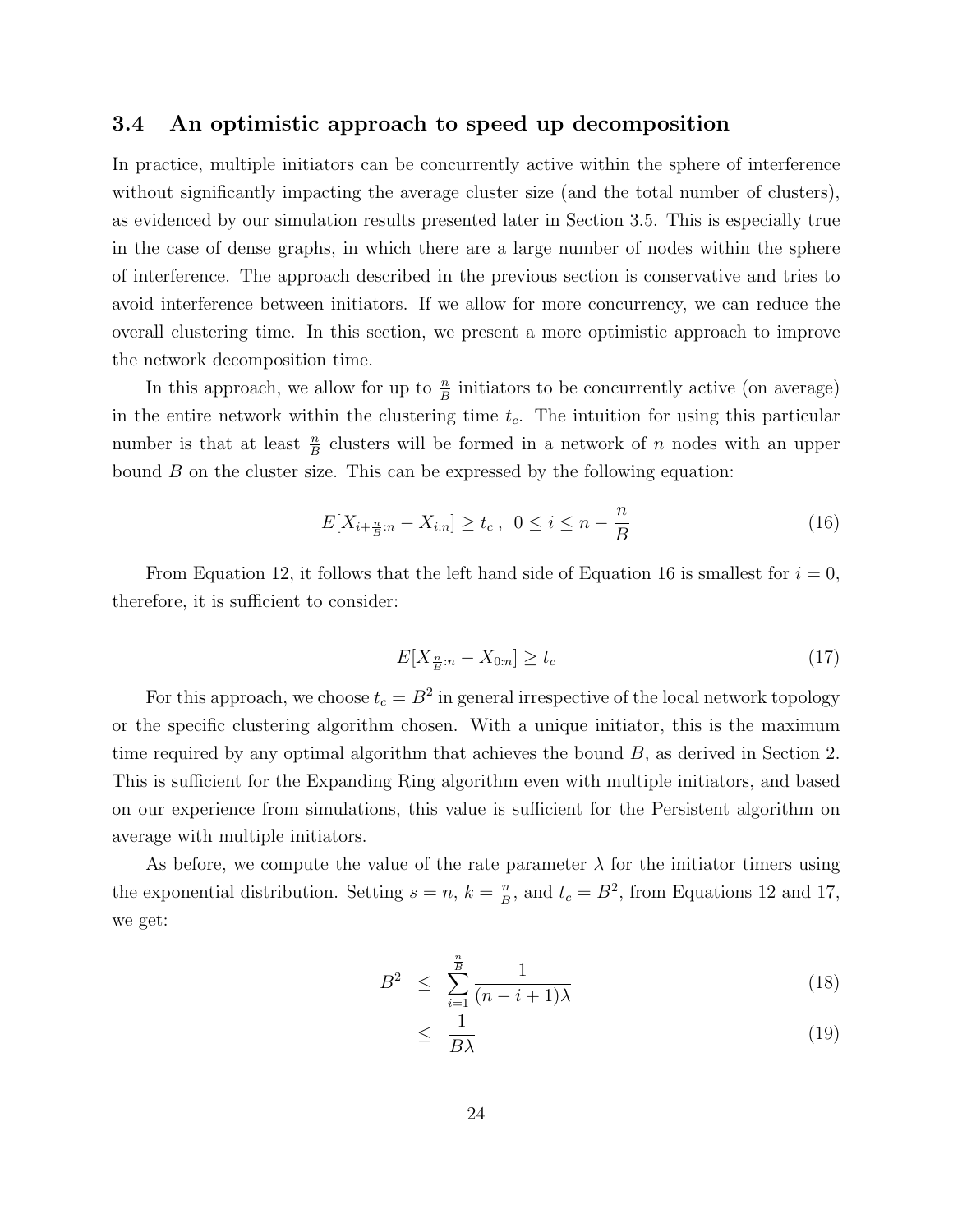### 3.4 An optimistic approach to speed up decomposition

In practice, multiple initiators can be concurrently active within the sphere of interference without significantly impacting the average cluster size (and the total number of clusters), as evidenced by our simulation results presented later in Section 3.5. This is especially true in the case of dense graphs, in which there are a large number of nodes within the sphere of interference. The approach described in the previous section is conservative and tries to avoid interference between initiators. If we allow for more concurrency, we can reduce the overall clustering time. In this section, we present a more optimistic approach to improve the network decomposition time.

In this approach, we allow for up to $\frac{n}{B}$ initiators to be concurrently active (on average) in the entire network within the clustering time $t_c$. The intuition for using this particular number is that at least $\frac{n}{B}$ clusters will be formed in a network of $n$ nodes with an upper bound $B$ on the cluster size. This can be expressed by the following equation:

$$E[X_{i+\frac{n}{B}:n} - X_{i:n}] \geq t_c \; , \;\; 0 \leq i \leq n - \frac{n}{B} \tag{16}$$

From Equation 12, it follows that the left hand side of Equation 16 is smallest for $i = 0$, therefore, it is sufficient to consider:

$$E[X_{\frac{n}{B}:n} - X_{0:n}] \geq t_c \tag{17}$$

For this approach, we choose $t_c = B^2$ in general irrespective of the local network topology or the specific clustering algorithm chosen. With a unique initiator, this is the maximum time required by any optimal algorithm that achieves the bound $B$, as derived in Section 2. This is sufficient for the Expanding Ring algorithm even with multiple initiators, and based on our experience from simulations, this value is sufficient for the Persistent algorithm on average with multiple initiators.

As before, we compute the value of the rate parameter $\lambda$ for the initiator timers using the exponential distribution. Setting $s = n$, $k = \frac{n}{B}$, and $t_c = B^2$, from Equations 12 and 17, we get:

$$B^2 \leq \sum_{i=1}^{\frac{n}{B}} \frac{1}{(n-i+1)\lambda} \tag{18}$$

$$\leq \frac{1}{B\lambda} \tag{19}$$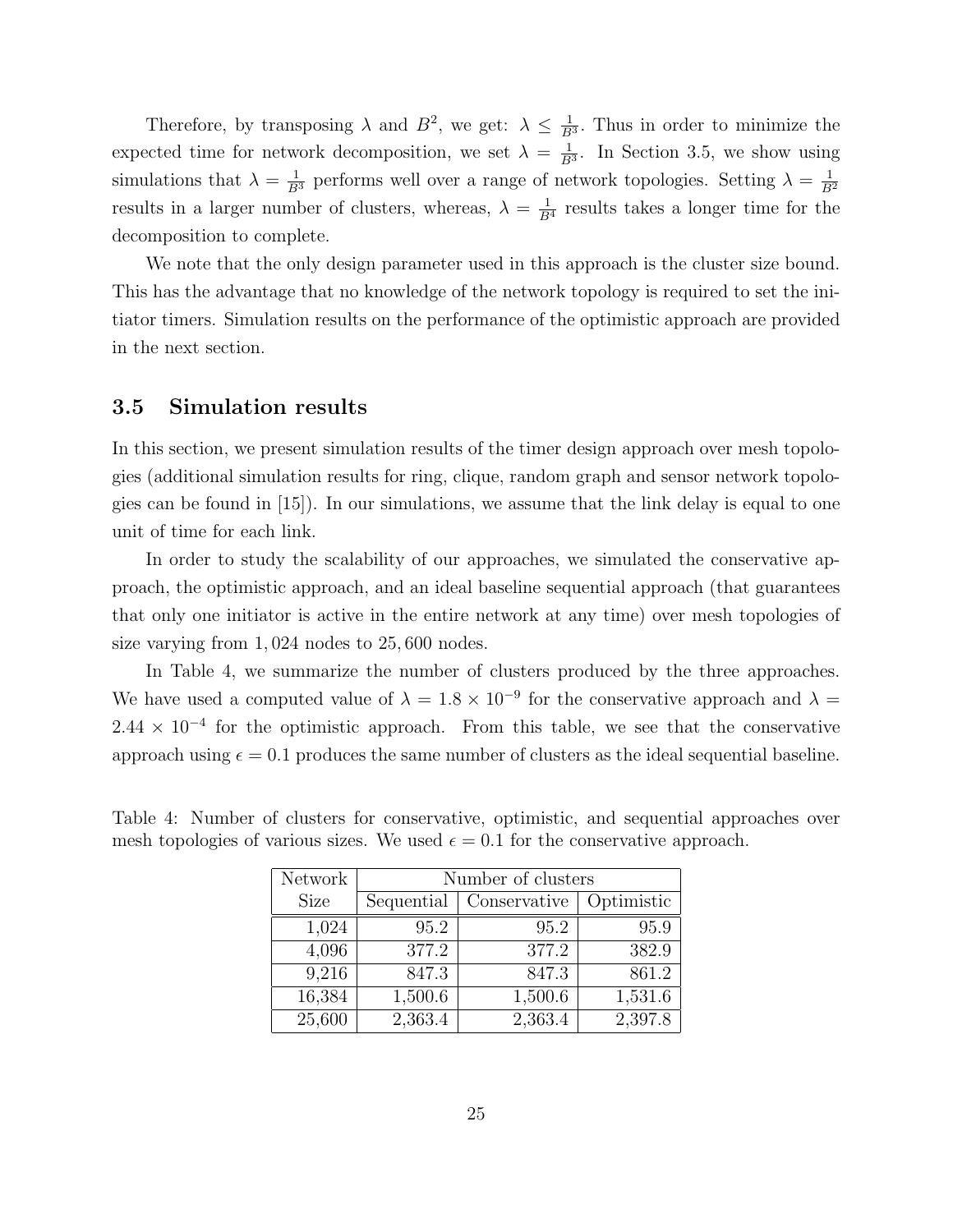Therefore, by transposing $\lambda$ and $B^2$, we get: $\lambda \leq \frac{1}{B^3}$. Thus in order to minimize the expected time for network decomposition, we set $\lambda = \frac{1}{B^3}$. In Section 3.5, we show using simulations that $\lambda = \frac{1}{B^3}$ performs well over a range of network topologies. Setting $\lambda = \frac{1}{B^2}$ results in a larger number of clusters, whereas, $\lambda = \frac{1}{B^4}$ results takes a longer time for the decomposition to complete.

We note that the only design parameter used in this approach is the cluster size bound. This has the advantage that no knowledge of the network topology is required to set the initiator timers. Simulation results on the performance of the optimistic approach are provided in the next section.

## 3.5 Simulation results

In this section, we present simulation results of the timer design approach over mesh topologies (additional simulation results for ring, clique, random graph and sensor network topologies can be found in [15]). In our simulations, we assume that the link delay is equal to one unit of time for each link.

In order to study the scalability of our approaches, we simulated the conservative approach, the optimistic approach, and an ideal baseline sequential approach (that guarantees that only one initiator is active in the entire network at any time) over mesh topologies of size varying from 1,024 nodes to 25,600 nodes.

In Table 4, we summarize the number of clusters produced by the three approaches. We have used a computed value of $\lambda = 1.8 \times 10^{-9}$ for the conservative approach and $\lambda = 2.44 \times 10^{-4}$ for the optimistic approach. From this table, we see that the conservative approach using $\epsilon = 0.1$ produces the same number of clusters as the ideal sequential baseline.

Table 4: Number of clusters for conservative, optimistic, and sequential approaches over mesh topologies of various sizes. We used $\epsilon = 0.1$ for the conservative approach.

| Network | Number of clusters | | |
|---|---|---|---|
| Size | Sequential | Conservative | Optimistic |
| 1,024 | 95.2 | 95.2 | 95.9 |
| 4,096 | 377.2 | 377.2 | 382.9 |
| 9,216 | 847.3 | 847.3 | 861.2 |
| 16,384 | 1,500.6 | 1,500.6 | 1,531.6 |
| 25,600 | 2,363.4 | 2,363.4 | 2,397.8 |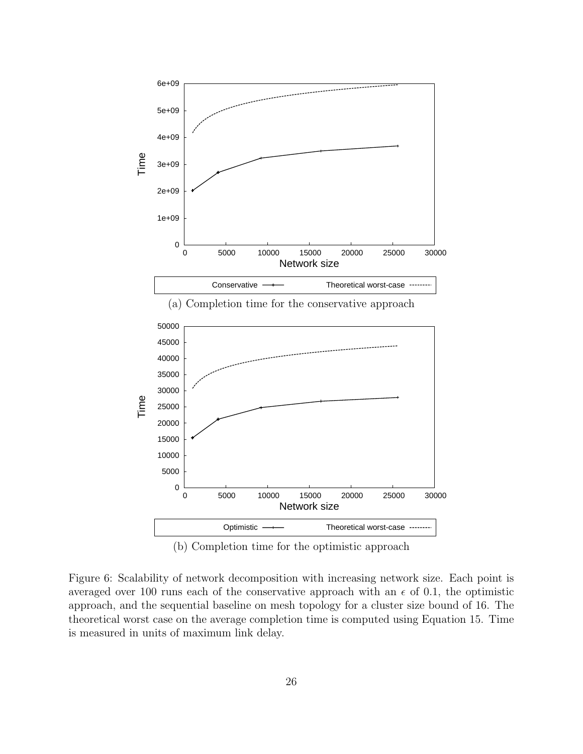(a) Completion time for the conservative approach

(b) Completion time for the optimistic approach

Figure 6: Scalability of network decomposition with increasing network size. Each point is averaged over 100 runs each of the conservative approach with an $\epsilon$ of 0.1, the optimistic approach, and the sequential baseline on mesh topology for a cluster size bound of 16. The theoretical worst case on the average completion time is computed using Equation 15. Time is measured in units of maximum link delay.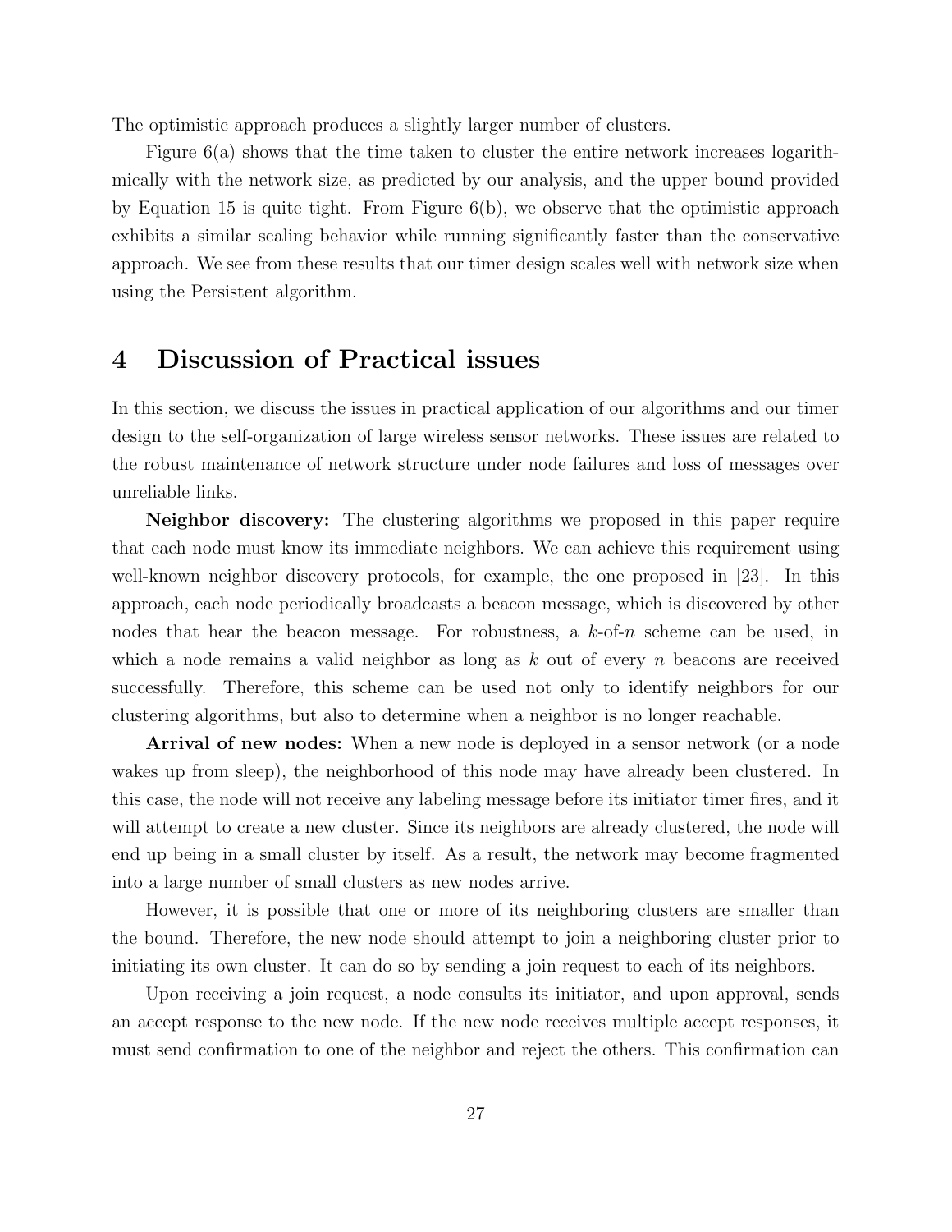The optimistic approach produces a slightly larger number of clusters.

Figure 6(a) shows that the time taken to cluster the entire network increases logarithmically with the network size, as predicted by our analysis, and the upper bound provided by Equation 15 is quite tight. From Figure 6(b), we observe that the optimistic approach exhibits a similar scaling behavior while running significantly faster than the conservative approach. We see from these results that our timer design scales well with network size when using the Persistent algorithm.

# 4 Discussion of Practical issues

In this section, we discuss the issues in practical application of our algorithms and our timer design to the self-organization of large wireless sensor networks. These issues are related to the robust maintenance of network structure under node failures and loss of messages over unreliable links.

**Neighbor discovery:** The clustering algorithms we proposed in this paper require that each node must know its immediate neighbors. We can achieve this requirement using well-known neighbor discovery protocols, for example, the one proposed in [23]. In this approach, each node periodically broadcasts a beacon message, which is discovered by other nodes that hear the beacon message. For robustness, a $k$-of-$n$ scheme can be used, in which a node remains a valid neighbor as long as $k$ out of every $n$ beacons are received successfully. Therefore, this scheme can be used not only to identify neighbors for our clustering algorithms, but also to determine when a neighbor is no longer reachable.

**Arrival of new nodes:** When a new node is deployed in a sensor network (or a node wakes up from sleep), the neighborhood of this node may have already been clustered. In this case, the node will not receive any labeling message before its initiator timer fires, and it will attempt to create a new cluster. Since its neighbors are already clustered, the node will end up being in a small cluster by itself. As a result, the network may become fragmented into a large number of small clusters as new nodes arrive.

However, it is possible that one or more of its neighboring clusters are smaller than the bound. Therefore, the new node should attempt to join a neighboring cluster prior to initiating its own cluster. It can do so by sending a join request to each of its neighbors.

Upon receiving a join request, a node consults its initiator, and upon approval, sends an accept response to the new node. If the new node receives multiple accept responses, it must send confirmation to one of the neighbor and reject the others. This confirmation can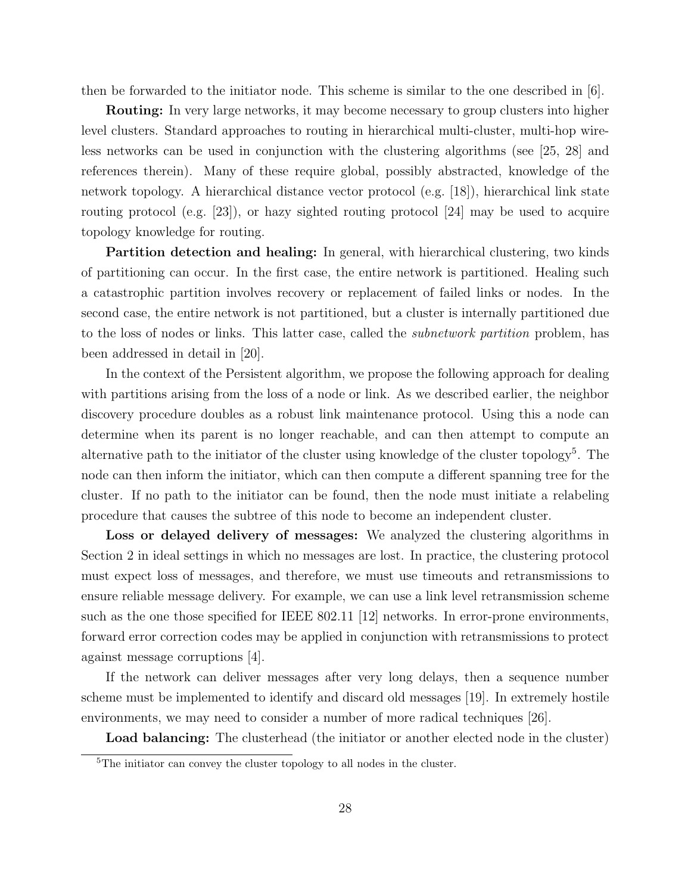then be forwarded to the initiator node. This scheme is similar to the one described in [6].

**Routing:** In very large networks, it may become necessary to group clusters into higher level clusters. Standard approaches to routing in hierarchical multi-cluster, multi-hop wireless networks can be used in conjunction with the clustering algorithms (see [25, 28] and references therein). Many of these require global, possibly abstracted, knowledge of the network topology. A hierarchical distance vector protocol (e.g. [18]), hierarchical link state routing protocol (e.g. [23]), or hazy sighted routing protocol [24] may be used to acquire topology knowledge for routing.

**Partition detection and healing:** In general, with hierarchical clustering, two kinds of partitioning can occur. In the first case, the entire network is partitioned. Healing such a catastrophic partition involves recovery or replacement of failed links or nodes. In the second case, the entire network is not partitioned, but a cluster is internally partitioned due to the loss of nodes or links. This latter case, called the *subnetwork partition* problem, has been addressed in detail in [20].

In the context of the Persistent algorithm, we propose the following approach for dealing with partitions arising from the loss of a node or link. As we described earlier, the neighbor discovery procedure doubles as a robust link maintenance protocol. Using this a node can determine when its parent is no longer reachable, and can then attempt to compute an alternative path to the initiator of the cluster using knowledge of the cluster topology[5]. The node can then inform the initiator, which can then compute a different spanning tree for the cluster. If no path to the initiator can be found, then the node must initiate a relabeling procedure that causes the subtree of this node to become an independent cluster.

**Loss or delayed delivery of messages:** We analyzed the clustering algorithms in Section 2 in ideal settings in which no messages are lost. In practice, the clustering protocol must expect loss of messages, and therefore, we must use timeouts and retransmissions to ensure reliable message delivery. For example, we can use a link level retransmission scheme such as the one those specified for IEEE 802.11 [12] networks. In error-prone environments, forward error correction codes may be applied in conjunction with retransmissions to protect against message corruptions [4].

If the network can deliver messages after very long delays, then a sequence number scheme must be implemented to identify and discard old messages [19]. In extremely hostile environments, we may need to consider a number of more radical techniques [26].

**Load balancing:** The clusterhead (the initiator or another elected node in the cluster)

[5] The initiator can convey the cluster topology to all nodes in the cluster.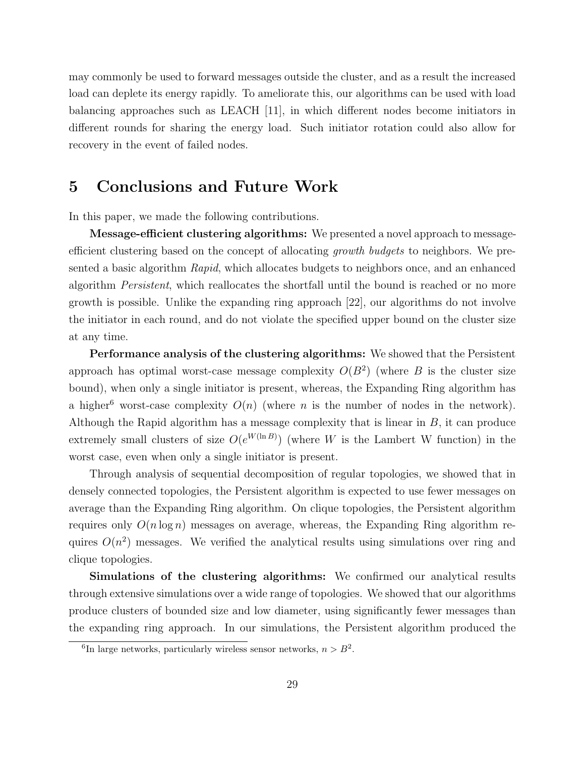may commonly be used to forward messages outside the cluster, and as a result the increased load can deplete its energy rapidly. To ameliorate this, our algorithms can be used with load balancing approaches such as LEACH [11], in which different nodes become initiators in different rounds for sharing the energy load. Such initiator rotation could also allow for recovery in the event of failed nodes.

# 5 Conclusions and Future Work

In this paper, we made the following contributions.

**Message-efficient clustering algorithms:** We presented a novel approach to message-efficient clustering based on the concept of allocating *growth budgets* to neighbors. We presented a basic algorithm *Rapid*, which allocates budgets to neighbors once, and an enhanced algorithm *Persistent*, which reallocates the shortfall until the bound is reached or no more growth is possible. Unlike the expanding ring approach [22], our algorithms do not involve the initiator in each round, and do not violate the specified upper bound on the cluster size at any time.

**Performance analysis of the clustering algorithms:** We showed that the Persistent approach has optimal worst-case message complexity $O(B^2)$ (where $B$ is the cluster size bound), when only a single initiator is present, whereas, the Expanding Ring algorithm has a higher[6] worst-case complexity $O(n)$ (where $n$ is the number of nodes in the network). Although the Rapid algorithm has a message complexity that is linear in $B$, it can produce extremely small clusters of size $O(e^{W(\ln B)})$ (where $W$ is the Lambert W function) in the worst case, even when only a single initiator is present.

Through analysis of sequential decomposition of regular topologies, we showed that in densely connected topologies, the Persistent algorithm is expected to use fewer messages on average than the Expanding Ring algorithm. On clique topologies, the Persistent algorithm requires only $O(n \log n)$ messages on average, whereas, the Expanding Ring algorithm requires $O(n^2)$ messages. We verified the analytical results using simulations over ring and clique topologies.

**Simulations of the clustering algorithms:** We confirmed our analytical results through extensive simulations over a wide range of topologies. We showed that our algorithms produce clusters of bounded size and low diameter, using significantly fewer messages than the expanding ring approach. In our simulations, the Persistent algorithm produced the

[6] In large networks, particularly wireless sensor networks, $n > B^2$.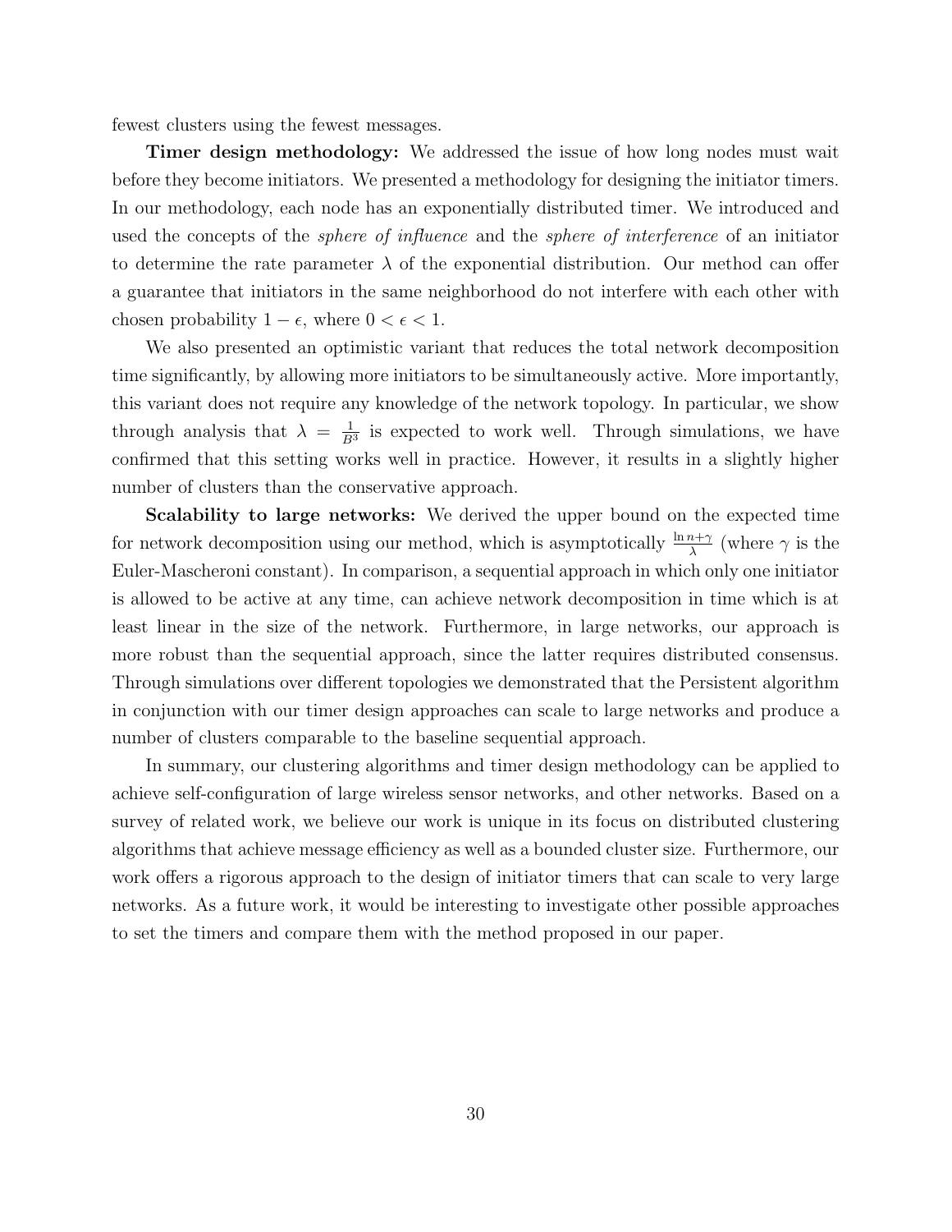fewest clusters using the fewest messages.

**Timer design methodology:** We addressed the issue of how long nodes must wait before they become initiators. We presented a methodology for designing the initiator timers. In our methodology, each node has an exponentially distributed timer. We introduced and used the concepts of the *sphere of influence* and the *sphere of interference* of an initiator to determine the rate parameter $\lambda$ of the exponential distribution. Our method can offer a guarantee that initiators in the same neighborhood do not interfere with each other with chosen probability $1 - \epsilon$, where $0 < \epsilon < 1$.

We also presented an optimistic variant that reduces the total network decomposition time significantly, by allowing more initiators to be simultaneously active. More importantly, this variant does not require any knowledge of the network topology. In particular, we show through analysis that $\lambda = \frac{1}{B^3}$ is expected to work well. Through simulations, we have confirmed that this setting works well in practice. However, it results in a slightly higher number of clusters than the conservative approach.

**Scalability to large networks:** We derived the upper bound on the expected time for network decomposition using our method, which is asymptotically $\frac{\ln n + \gamma}{\lambda}$ (where $\gamma$ is the Euler-Mascheroni constant). In comparison, a sequential approach in which only one initiator is allowed to be active at any time, can achieve network decomposition in time which is at least linear in the size of the network. Furthermore, in large networks, our approach is more robust than the sequential approach, since the latter requires distributed consensus. Through simulations over different topologies we demonstrated that the Persistent algorithm in conjunction with our timer design approaches can scale to large networks and produce a number of clusters comparable to the baseline sequential approach.

In summary, our clustering algorithms and timer design methodology can be applied to achieve self-configuration of large wireless sensor networks, and other networks. Based on a survey of related work, we believe our work is unique in its focus on distributed clustering algorithms that achieve message efficiency as well as a bounded cluster size. Furthermore, our work offers a rigorous approach to the design of initiator timers that can scale to very large networks. As a future work, it would be interesting to investigate other possible approaches to set the timers and compare them with the method proposed in our paper.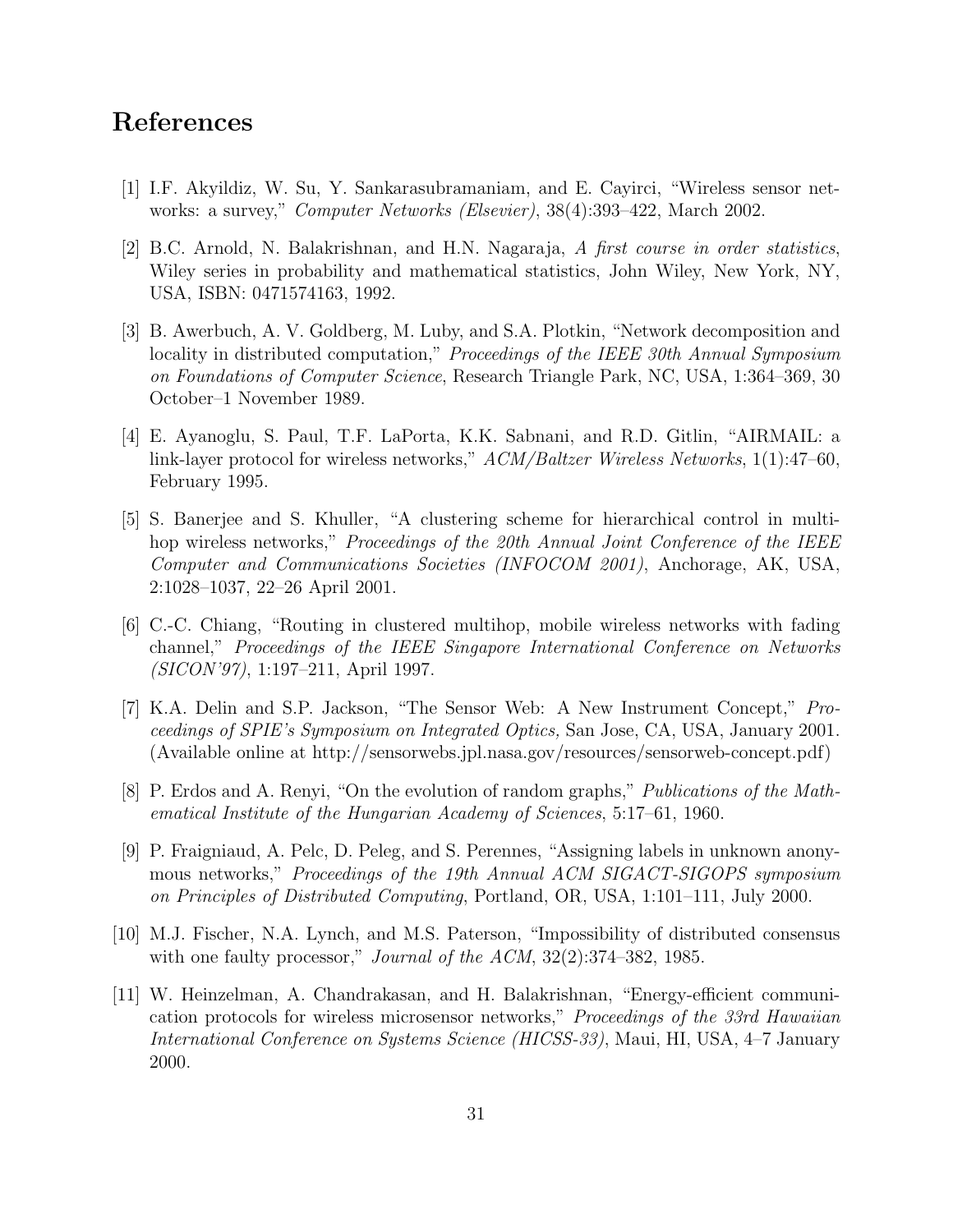## References

[1] I.F. Akyildiz, W. Su, Y. Sankarasubramaniam, and E. Cayirci, "Wireless sensor networks: a survey," *Computer Networks (Elsevier)*, 38(4):393–422, March 2002.

[2] B.C. Arnold, N. Balakrishnan, and H.N. Nagaraja, *A first course in order statistics*, Wiley series in probability and mathematical statistics, John Wiley, New York, NY, USA, ISBN: 0471574163, 1992.

[3] B. Awerbuch, A. V. Goldberg, M. Luby, and S.A. Plotkin, "Network decomposition and locality in distributed computation," *Proceedings of the IEEE 30th Annual Symposium on Foundations of Computer Science*, Research Triangle Park, NC, USA, 1:364–369, 30 October–1 November 1989.

[4] E. Ayanoglu, S. Paul, T.F. LaPorta, K.K. Sabnani, and R.D. Gitlin, "AIRMAIL: a link-layer protocol for wireless networks," *ACM/Baltzer Wireless Networks*, 1(1):47–60, February 1995.

[5] S. Banerjee and S. Khuller, "A clustering scheme for hierarchical control in multi-hop wireless networks," *Proceedings of the 20th Annual Joint Conference of the IEEE Computer and Communications Societies (INFOCOM 2001)*, Anchorage, AK, USA, 2:1028–1037, 22–26 April 2001.

[6] C.-C. Chiang, "Routing in clustered multihop, mobile wireless networks with fading channel," *Proceedings of the IEEE Singapore International Conference on Networks (SICON'97)*, 1:197–211, April 1997.

[7] K.A. Delin and S.P. Jackson, "The Sensor Web: A New Instrument Concept," *Proceedings of SPIE's Symposium on Integrated Optics,* San Jose, CA, USA, January 2001. (Available online at http://sensorwebs.jpl.nasa.gov/resources/sensorweb-concept.pdf)

[8] P. Erdos and A. Renyi, "On the evolution of random graphs," *Publications of the Mathematical Institute of the Hungarian Academy of Sciences*, 5:17–61, 1960.

[9] P. Fraigniaud, A. Pelc, D. Peleg, and S. Perennes, "Assigning labels in unknown anonymous networks," *Proceedings of the 19th Annual ACM SIGACT-SIGOPS symposium on Principles of Distributed Computing*, Portland, OR, USA, 1:101–111, July 2000.

[10] M.J. Fischer, N.A. Lynch, and M.S. Paterson, "Impossibility of distributed consensus with one faulty processor," *Journal of the ACM*, 32(2):374–382, 1985.

[11] W. Heinzelman, A. Chandrakasan, and H. Balakrishnan, "Energy-efficient communication protocols for wireless microsensor networks," *Proceedings of the 33rd Hawaiian International Conference on Systems Science (HICSS-33)*, Maui, HI, USA, 4–7 January 2000.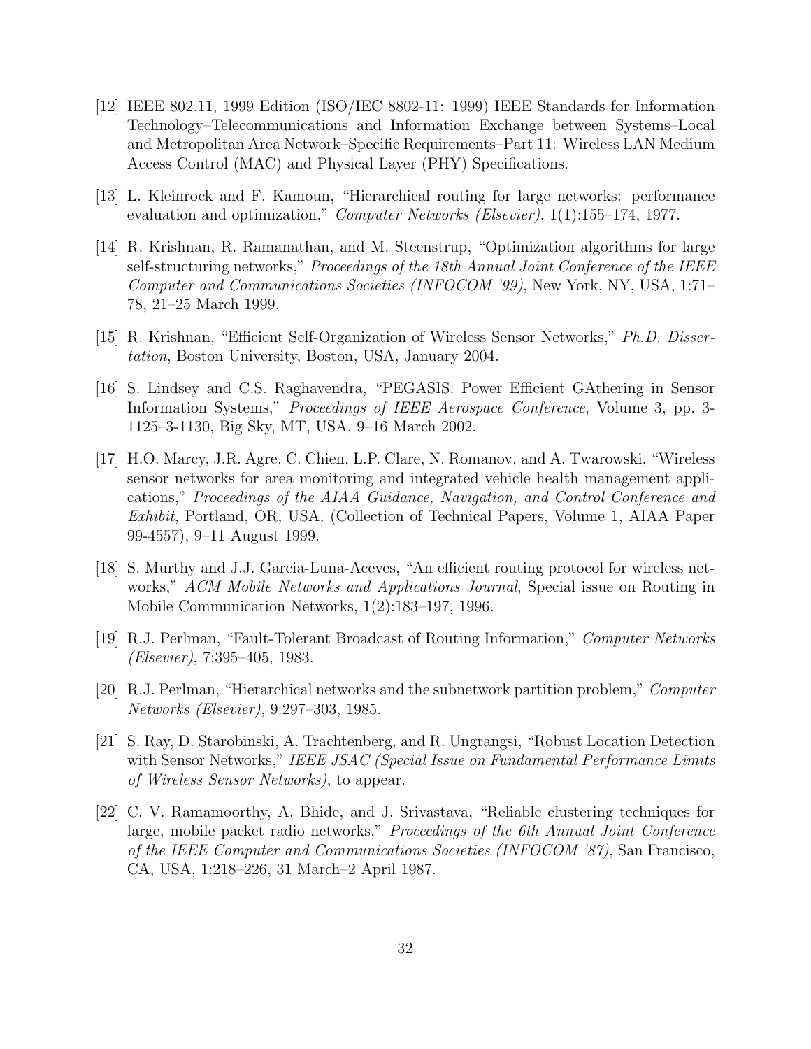[12] IEEE 802.11, 1999 Edition (ISO/IEC 8802-11: 1999) IEEE Standards for Information Technology–Telecommunications and Information Exchange between Systems–Local and Metropolitan Area Network–Specific Requirements–Part 11: Wireless LAN Medium Access Control (MAC) and Physical Layer (PHY) Specifications.

[13] L. Kleinrock and F. Kamoun, "Hierarchical routing for large networks: performance evaluation and optimization," *Computer Networks (Elsevier)*, 1(1):155–174, 1977.

[14] R. Krishnan, R. Ramanathan, and M. Steenstrup, "Optimization algorithms for large self-structuring networks," *Proceedings of the 18th Annual Joint Conference of the IEEE Computer and Communications Societies (INFOCOM '99)*, New York, NY, USA, 1:71–78, 21–25 March 1999.

[15] R. Krishnan, "Efficient Self-Organization of Wireless Sensor Networks," *Ph.D. Dissertation*, Boston University, Boston, USA, January 2004.

[16] S. Lindsey and C.S. Raghavendra, "PEGASIS: Power Efficient GAthering in Sensor Information Systems," *Proceedings of IEEE Aerospace Conference*, Volume 3, pp. 3-1125–3-1130, Big Sky, MT, USA, 9–16 March 2002.

[17] H.O. Marcy, J.R. Agre, C. Chien, L.P. Clare, N. Romanov, and A. Twarowski, "Wireless sensor networks for area monitoring and integrated vehicle health management applications," *Proceedings of the AIAA Guidance, Navigation, and Control Conference and Exhibit*, Portland, OR, USA, (Collection of Technical Papers, Volume 1, AIAA Paper 99-4557), 9–11 August 1999.

[18] S. Murthy and J.J. Garcia-Luna-Aceves, "An efficient routing protocol for wireless networks," *ACM Mobile Networks and Applications Journal*, Special issue on Routing in Mobile Communication Networks, 1(2):183–197, 1996.

[19] R.J. Perlman, "Fault-Tolerant Broadcast of Routing Information," *Computer Networks (Elsevier)*, 7:395–405, 1983.

[20] R.J. Perlman, "Hierarchical networks and the subnetwork partition problem," *Computer Networks (Elsevier)*, 9:297–303, 1985.

[21] S. Ray, D. Starobinski, A. Trachtenberg, and R. Ungrangsi, "Robust Location Detection with Sensor Networks," *IEEE JSAC (Special Issue on Fundamental Performance Limits of Wireless Sensor Networks)*, to appear.

[22] C. V. Ramamoorthy, A. Bhide, and J. Srivastava, "Reliable clustering techniques for large, mobile packet radio networks," *Proceedings of the 6th Annual Joint Conference of the IEEE Computer and Communications Societies (INFOCOM '87)*, San Francisco, CA, USA, 1:218–226, 31 March–2 April 1987.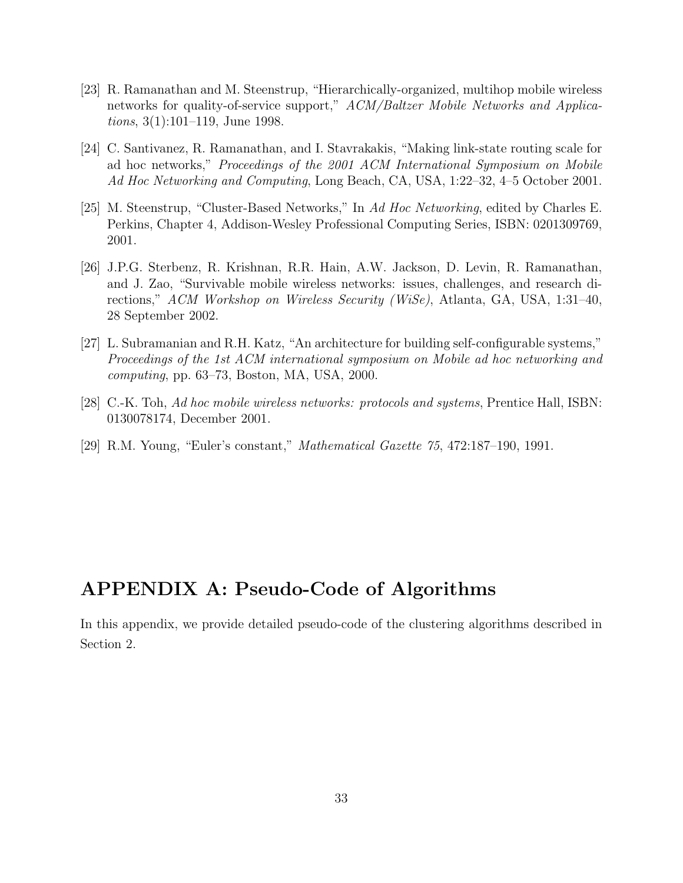[23] R. Ramanathan and M. Steenstrup, "Hierarchically-organized, multihop mobile wireless networks for quality-of-service support," *ACM/Baltzer Mobile Networks and Applications*, 3(1):101–119, June 1998.

[24] C. Santivanez, R. Ramanathan, and I. Stavrakakis, "Making link-state routing scale for ad hoc networks," *Proceedings of the 2001 ACM International Symposium on Mobile Ad Hoc Networking and Computing*, Long Beach, CA, USA, 1:22–32, 4–5 October 2001.

[25] M. Steenstrup, "Cluster-Based Networks," In *Ad Hoc Networking*, edited by Charles E. Perkins, Chapter 4, Addison-Wesley Professional Computing Series, ISBN: 0201309769, 2001.

[26] J.P.G. Sterbenz, R. Krishnan, R.R. Hain, A.W. Jackson, D. Levin, R. Ramanathan, and J. Zao, "Survivable mobile wireless networks: issues, challenges, and research directions," *ACM Workshop on Wireless Security (WiSe)*, Atlanta, GA, USA, 1:31–40, 28 September 2002.

[27] L. Subramanian and R.H. Katz, "An architecture for building self-configurable systems," *Proceedings of the 1st ACM international symposium on Mobile ad hoc networking and computing*, pp. 63–73, Boston, MA, USA, 2000.

[28] C.-K. Toh, *Ad hoc mobile wireless networks: protocols and systems*, Prentice Hall, ISBN: 0130078174, December 2001.

[29] R.M. Young, "Euler's constant," *Mathematical Gazette 75*, 472:187–190, 1991.

# APPENDIX A: Pseudo-Code of Algorithms

In this appendix, we provide detailed pseudo-code of the clustering algorithms described in Section 2.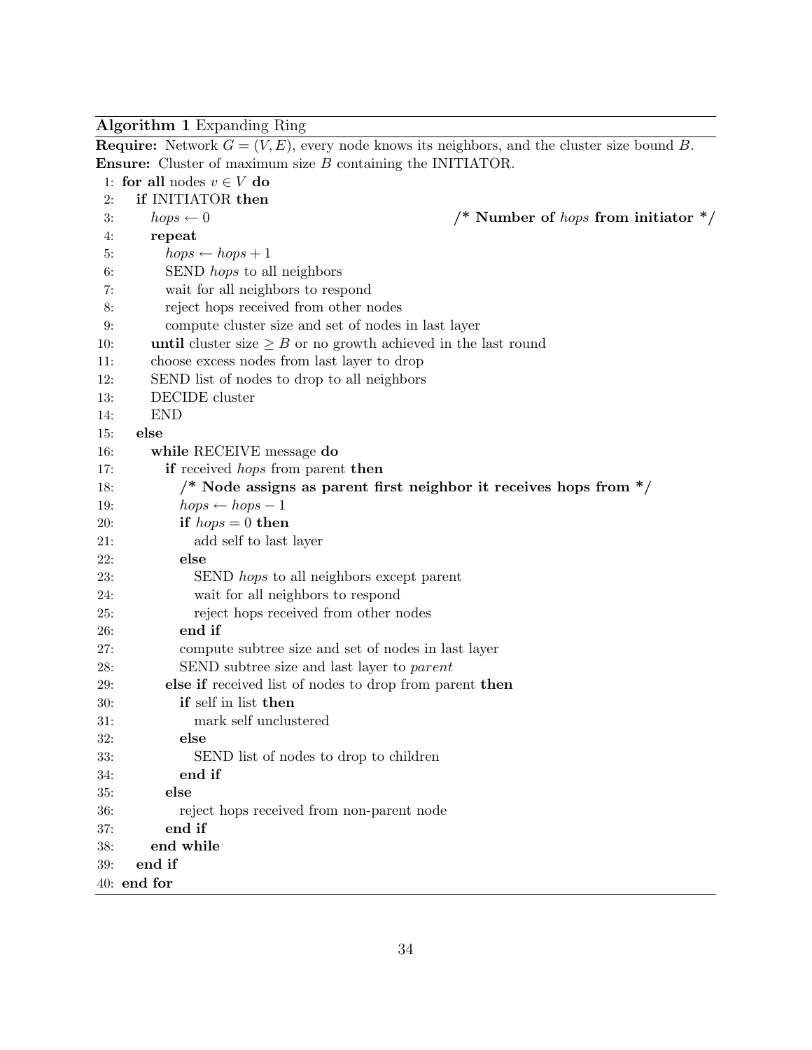**Algorithm 1** Expanding Ring

**Require:** Network $G = (V, E)$, every node knows its neighbors, and the cluster size bound $B$.
**Ensure:** Cluster of maximum size $B$ containing the INITIATOR.

```
 1: for all nodes v ∈ V do
 2:   if INITIATOR then
 3:     hops ← 0                                  /* Number of hops from initiator */
 4:     repeat
 5:       hops ← hops + 1
 6:       SEND hops to all neighbors
 7:       wait for all neighbors to respond
 8:       reject hops received from other nodes
 9:       compute cluster size and set of nodes in last layer
10:     until cluster size ≥ B or no growth achieved in the last round
11:     choose excess nodes from last layer to drop
12:     SEND list of nodes to drop to all neighbors
13:     DECIDE cluster
14:     END
15:   else
16:     while RECEIVE message do
17:       if received hops from parent then
18:         /* Node assigns as parent first neighbor it receives hops from */
19:         hops ← hops − 1
20:         if hops = 0 then
21:           add self to last layer
22:         else
23:           SEND hops to all neighbors except parent
24:           wait for all neighbors to respond
25:           reject hops received from other nodes
26:         end if
27:         compute subtree size and set of nodes in last layer
28:         SEND subtree size and last layer to parent
29:       else if received list of nodes to drop from parent then
30:         if self in list then
31:           mark self unclustered
32:         else
33:           SEND list of nodes to drop to children
34:         end if
35:       else
36:         reject hops received from non-parent node
37:       end if
38:     end while
39:   end if
40: end for
```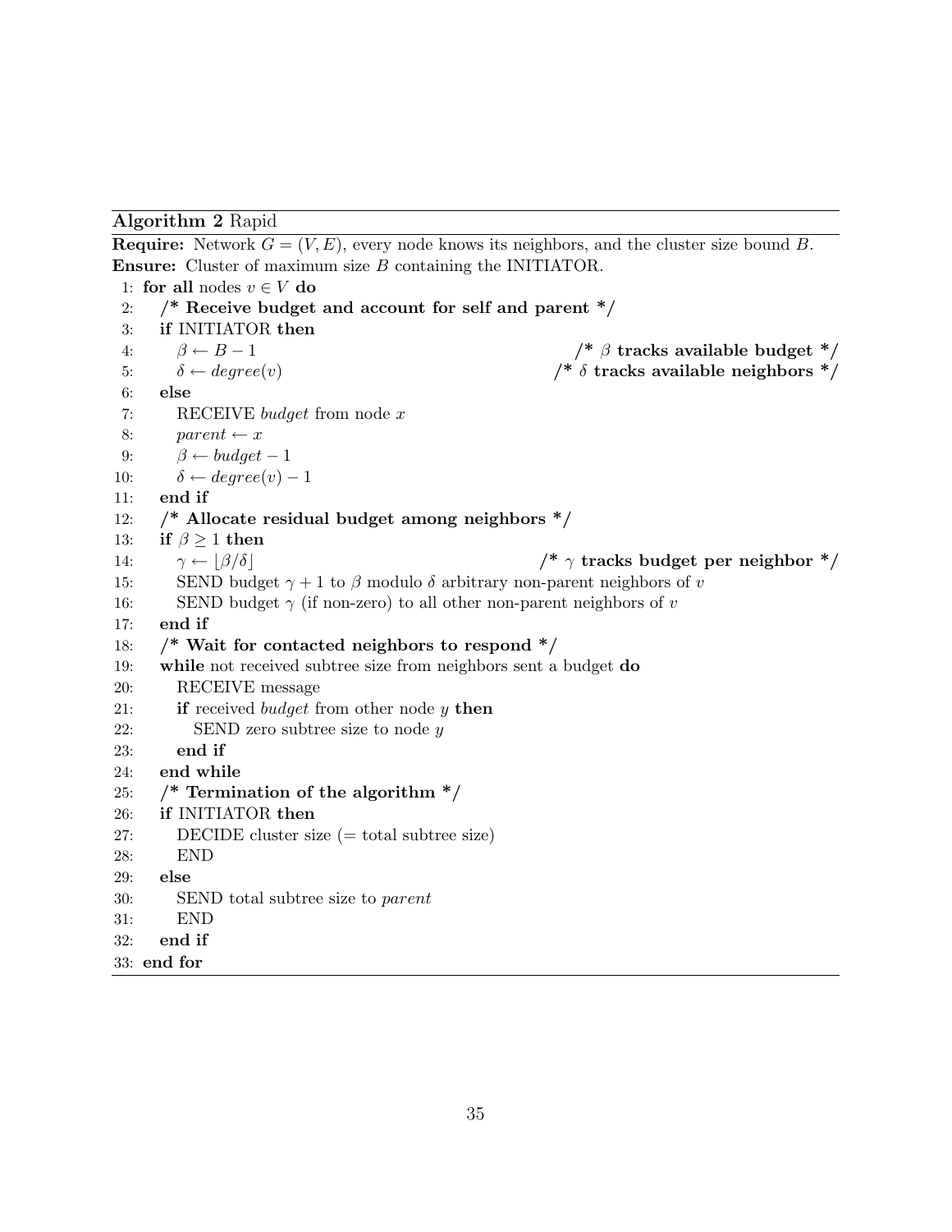**Algorithm 2** Rapid

**Require:** Network $G = (V, E)$, every node knows its neighbors, and the cluster size bound $B$.
**Ensure:** Cluster of maximum size $B$ containing the INITIATOR.

```
 1: for all nodes v ∈ V do
 2:    /* Receive budget and account for self and parent */
 3:    if INITIATOR then
 4:       β ← B − 1                                        /* β tracks available budget */
 5:       δ ← degree(v)                                    /* δ tracks available neighbors */
 6:    else
 7:       RECEIVE budget from node x
 8:       parent ← x
 9:       β ← budget − 1
10:       δ ← degree(v) − 1
11:    end if
12:    /* Allocate residual budget among neighbors */
13:    if β ≥ 1 then
14:       γ ← ⌊β/δ⌋                                        /* γ tracks budget per neighbor */
15:       SEND budget γ + 1 to β modulo δ arbitrary non-parent neighbors of v
16:       SEND budget γ (if non-zero) to all other non-parent neighbors of v
17:    end if
18:    /* Wait for contacted neighbors to respond */
19:    while not received subtree size from neighbors sent a budget do
20:       RECEIVE message
21:       if received budget from other node y then
22:          SEND zero subtree size to node y
23:       end if
24:    end while
25:    /* Termination of the algorithm */
26:    if INITIATOR then
27:       DECIDE cluster size (= total subtree size)
28:       END
29:    else
30:       SEND total subtree size to parent
31:       END
32:    end if
33: end for
```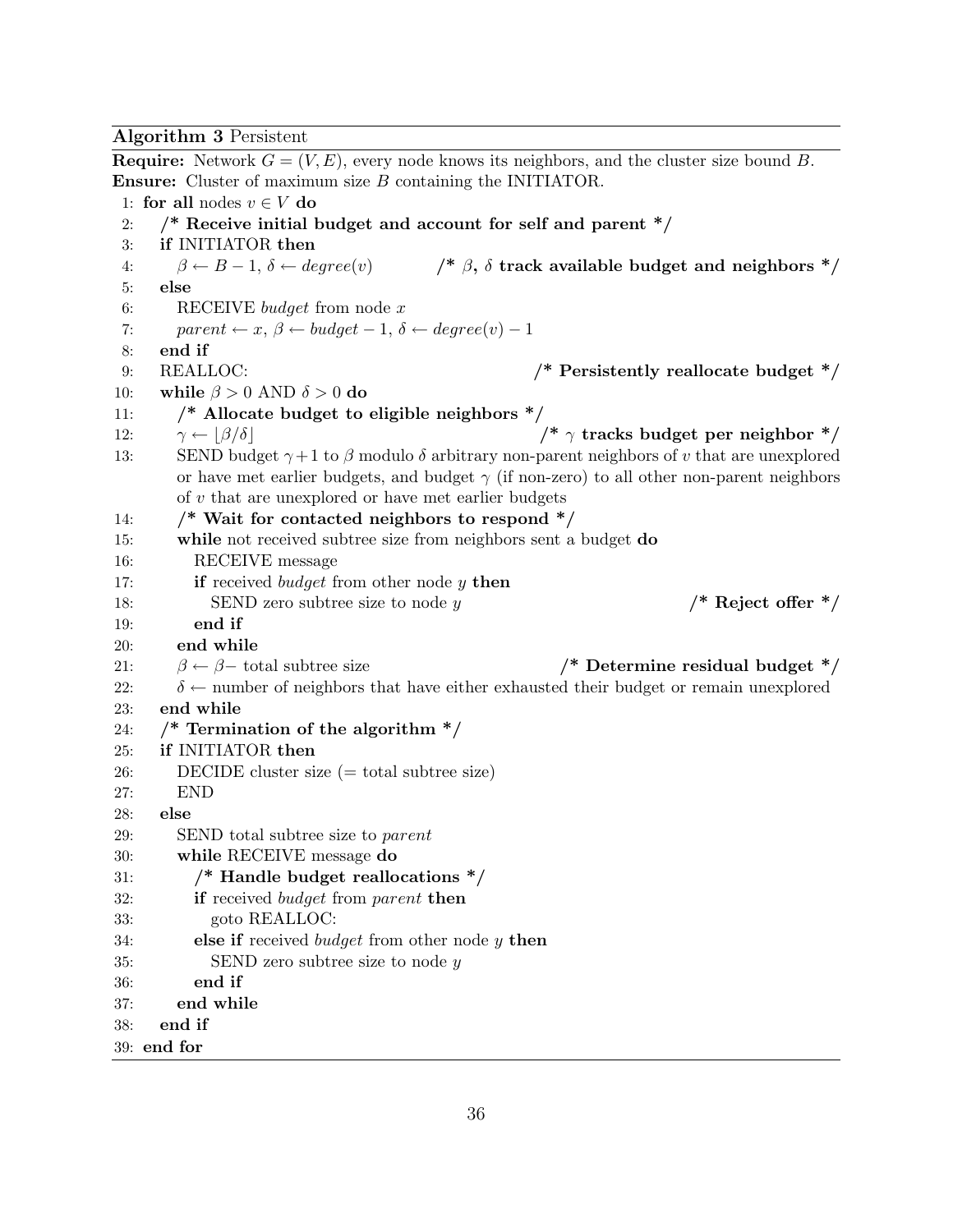**Algorithm 3** Persistent

**Require:** Network $G = (V, E)$, every node knows its neighbors, and the cluster size bound $B$.
**Ensure:** Cluster of maximum size $B$ containing the INITIATOR.

```
1:  for all nodes v ∈ V do
2:     /* Receive initial budget and account for self and parent */
3:     if INITIATOR then
4:        β ← B − 1, δ ← degree(v)          /* β, δ track available budget and neighbors */
5:     else
6:        RECEIVE budget from node x
7:        parent ← x, β ← budget − 1, δ ← degree(v) − 1
8:     end if
9:     REALLOC:                                /* Persistently reallocate budget */
10:    while β > 0 AND δ > 0 do
11:       /* Allocate budget to eligible neighbors */
12:       γ ← ⌊β/δ⌋                            /* γ tracks budget per neighbor */
13:       SEND budget γ+1 to β modulo δ arbitrary non-parent neighbors of v that are unexplored
          or have met earlier budgets, and budget γ (if non-zero) to all other non-parent neighbors
          of v that are unexplored or have met earlier budgets
14:       /* Wait for contacted neighbors to respond */
15:       while not received subtree size from neighbors sent a budget do
16:          RECEIVE message
17:          if received budget from other node y then
18:             SEND zero subtree size to node y          /* Reject offer */
19:          end if
20:       end while
21:       β ← β− total subtree size                /* Determine residual budget */
22:       δ ← number of neighbors that have either exhausted their budget or remain unexplored
23:    end while
24:    /* Termination of the algorithm */
25:    if INITIATOR then
26:       DECIDE cluster size (= total subtree size)
27:       END
28:    else
29:       SEND total subtree size to parent
30:       while RECEIVE message do
31:          /* Handle budget reallocations */
32:          if received budget from parent then
33:             goto REALLOC:
34:          else if received budget from other node y then
35:             SEND zero subtree size to node y
36:          end if
37:       end while
38:    end if
39: end for
```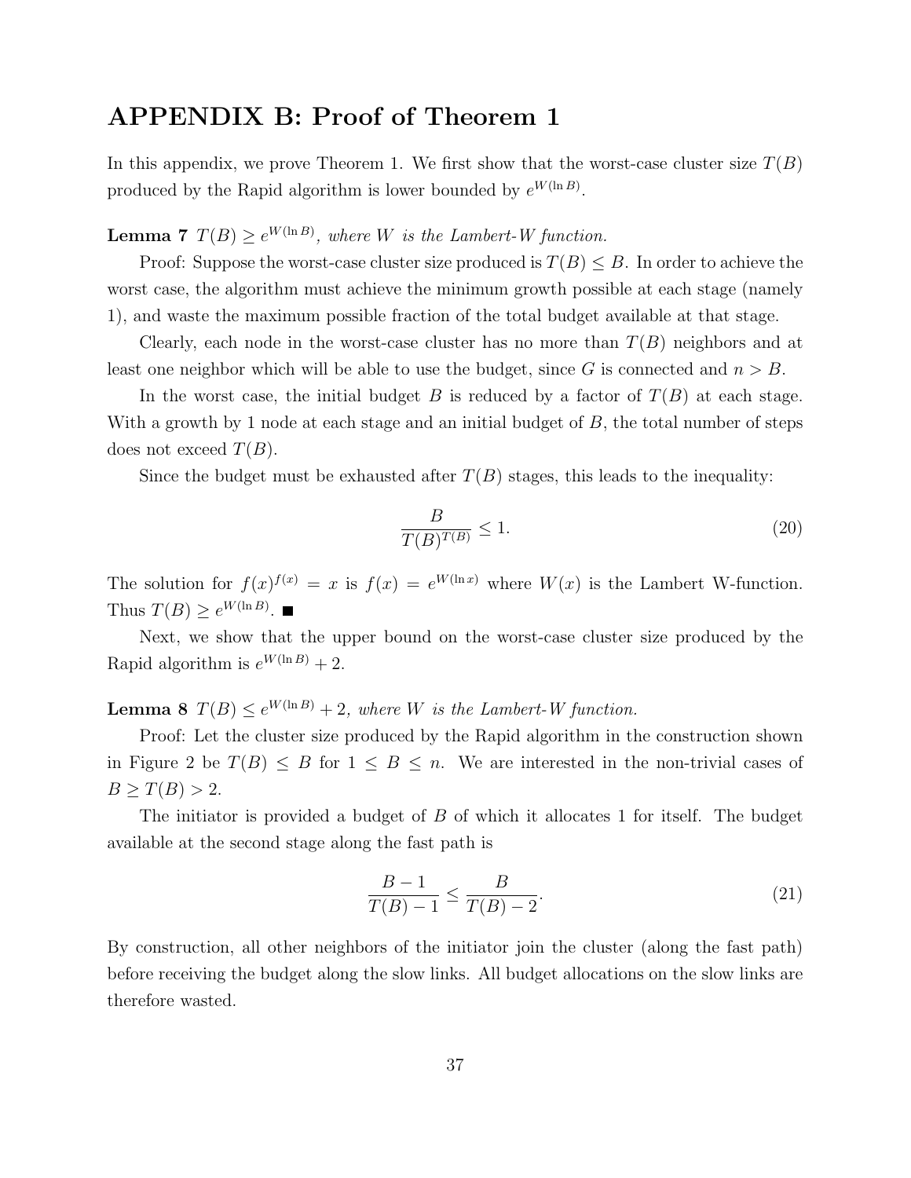## APPENDIX B: Proof of Theorem 1

In this appendix, we prove Theorem 1. We first show that the worst-case cluster size $T(B)$ produced by the Rapid algorithm is lower bounded by $e^{W(\ln B)}$.

**Lemma 7** *$T(B) \geq e^{W(\ln B)}$, where $W$ is the Lambert-W function.*

Proof: Suppose the worst-case cluster size produced is $T(B) \leq B$. In order to achieve the worst case, the algorithm must achieve the minimum growth possible at each stage (namely 1), and waste the maximum possible fraction of the total budget available at that stage.

Clearly, each node in the worst-case cluster has no more than $T(B)$ neighbors and at least one neighbor which will be able to use the budget, since $G$ is connected and $n > B$.

In the worst case, the initial budget $B$ is reduced by a factor of $T(B)$ at each stage. With a growth by 1 node at each stage and an initial budget of $B$, the total number of steps does not exceed $T(B)$.

Since the budget must be exhausted after $T(B)$ stages, this leads to the inequality:

$$\frac{B}{T(B)^{T(B)}} \leq 1. \tag{20}$$

The solution for $f(x)^{f(x)} = x$ is $f(x) = e^{W(\ln x)}$ where $W(x)$ is the Lambert W-function. Thus $T(B) \geq e^{W(\ln B)}$. ■

Next, we show that the upper bound on the worst-case cluster size produced by the Rapid algorithm is $e^{W(\ln B)} + 2$.

**Lemma 8** *$T(B) \leq e^{W(\ln B)} + 2$, where $W$ is the Lambert-W function.*

Proof: Let the cluster size produced by the Rapid algorithm in the construction shown in Figure 2 be $T(B) \leq B$ for $1 \leq B \leq n$. We are interested in the non-trivial cases of $B \geq T(B) > 2$.

The initiator is provided a budget of $B$ of which it allocates 1 for itself. The budget available at the second stage along the fast path is

$$\frac{B-1}{T(B)-1} \leq \frac{B}{T(B)-2}. \tag{21}$$

By construction, all other neighbors of the initiator join the cluster (along the fast path) before receiving the budget along the slow links. All budget allocations on the slow links are therefore wasted.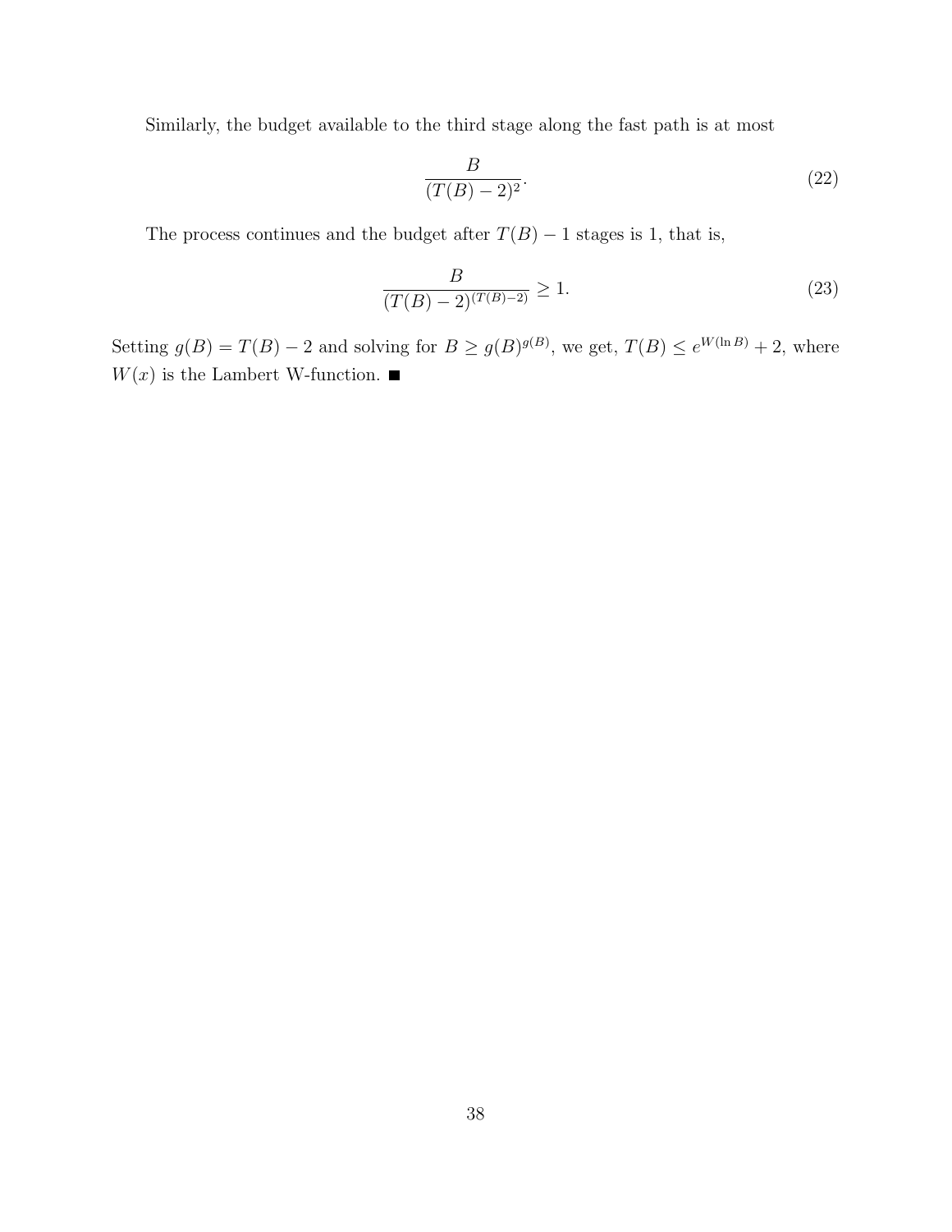Similarly, the budget available to the third stage along the fast path is at most

$$\frac{B}{(T(B)-2)^2}. \tag{22}$$

The process continues and the budget after $T(B)-1$ stages is 1, that is,

$$\frac{B}{(T(B)-2)^{(T(B)-2)}} \geq 1. \tag{23}$$

Setting $g(B) = T(B) - 2$ and solving for $B \geq g(B)^{g(B)}$, we get, $T(B) \leq e^{W(\ln B)} + 2$, where $W(x)$ is the Lambert W-function. ■